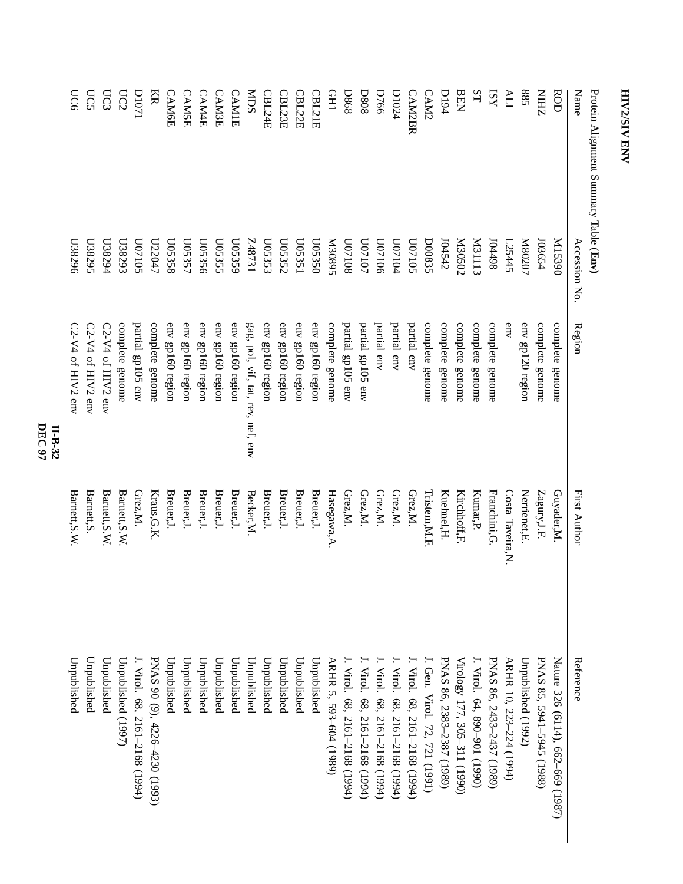## HIV2/SIV ENV

Protein Alignment Summary Table (**Env**)

| Name | Accession No. | Region | First Author | Reference |
|---|---|---|---|---|
| ROD | M15390 | complete genome | Guyader,M. | Nature 326 (6114), 662–669 (1987) |
| NIHZ | J03654 | complete genome | Zagury,J.F. | PNAS 85, 5941–5945 (1988) |
| 885 | M80207 | env gp120 region | Nerrienet,E. | Unpublished (1992) |
| ALI | L25445 | env | Costa Taveira,N. | ARHR 10, 223–224 (1994) |
| ISY | J04498 | complete genome | Franchini,G. | PNAS 86, 2433–2437 (1989) |
| ST | M31113 | complete genome | Kumar,P. | J. Virol. 64, 890–901 (1990) |
| BEN | M30502 | complete genome | Kirchhoff,F. | Virology 177, 305–311 (1990) |
| D194 | J04542 | complete genome | Kuehnel,H. | PNAS 86, 2383–2387 (1989) |
| CAM2 | D00835 | complete genome | Tristem,M.F. | J. Gen. Virol. 72, 721 (1991) |
| CAM2BR | U07105 | partial env | Grez,M. | J. Virol. 68, 2161–2168 (1994) |
| D1024 | U07104 | partial env | Grez,M. | J. Virol. 68, 2161–2168 (1994) |
| D766 | U07106 | partial env | Grez,M. | J. Virol. 68, 2161–2168 (1994) |
| D808 | U07107 | partial gp105 env | Grez,M. | J. Virol. 68, 2161–2168 (1994) |
| D868 | U07108 | partial gp105 env | Grez,M. | J. Virol. 68, 2161–2168 (1994) |
| GH1 | M30895 | complete genome | Hasegawa,A. | ARHR 5, 593–604 (1989) |
| CBL21E | U05350 | env gp160 region | Breuer,J. | Unpublished |
| CBL22E | U05351 | env gp160 region | Breuer,J. | Unpublished |
| CBL23E | U05352 | env gp160 region | Breuer,J. | Unpublished |
| CBL24E | U05353 | env gp160 region | Breuer,J. | Unpublished |
| MDS | Z48731 | gag, pol, vif, tat, rev, nef, env | Becker,M. | Unpublished |
| CAM1E | U05359 | env gp160 region | Breuer,J. | Unpublished |
| CAM3E | U05355 | env gp160 region | Breuer,J. | Unpublished |
| CAM4E | U05356 | env gp160 region | Breuer,J. | Unpublished |
| CAM5E | U05357 | env gp160 region | Breuer,J. | Unpublished |
| CAM6E | U05358 | env gp160 region | Breuer,J. | Unpublished |
| KR | U22047 | complete genome | Kraus,G.K. | PNAS 90 (9), 4226–4230 (1993) |
| D1071 | U07105 | partial gp105 env | Grez,M. | J. Virol. 68, 2161–2168 (1994) |
| UC2 | U38293 | complete genome | Barnett,S.W. | Unpublished (1997) |
| UC3 | U38294 | C2-V4 of HIV2 env | Barnett,S.W. | Unpublished |
| UC5 | U38295 | C2-V4 of HIV2 env | Barnett,S. | Unpublished |
| UC6 | U38296 | C2-V4 of HIV2 env | Barnett,S.W. | Unpublished |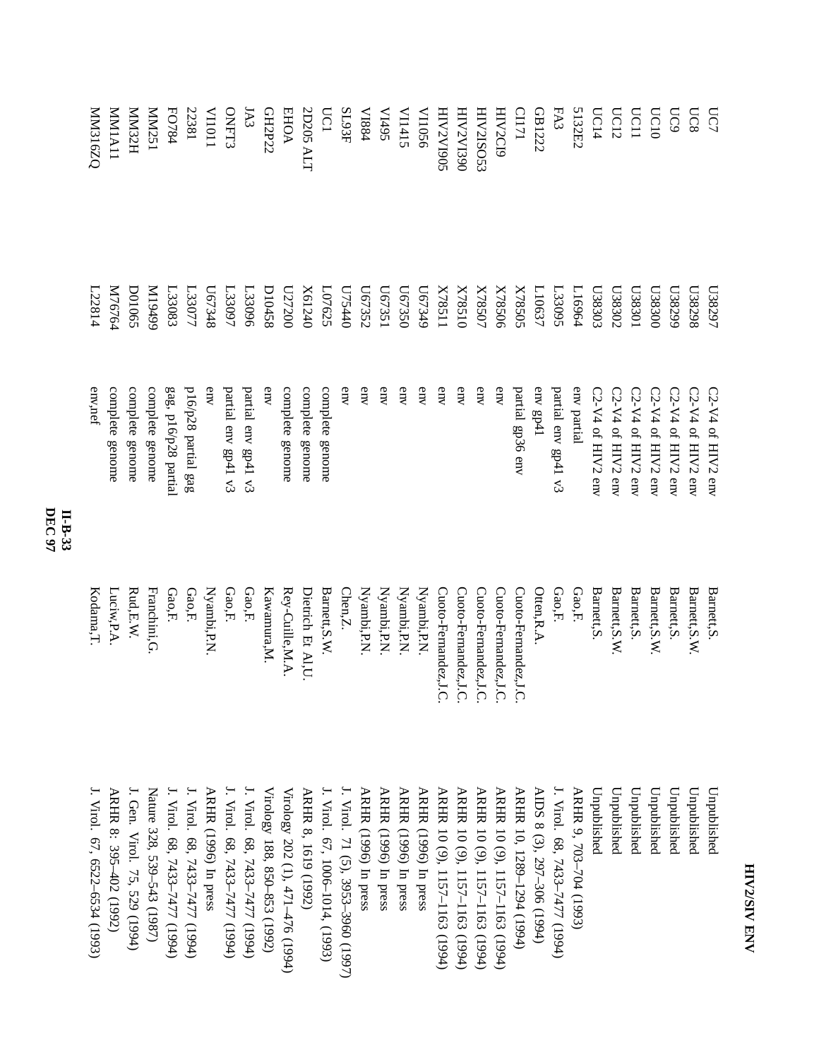| | | | | |
|---|---|---|---|---|
| UC7 | U38297 | C2-V4 of HIV2 env | Barnett,S. | Unpublished |
| UC8 | U38298 | C2-V4 of HIV2 env | Barnett,S.W. | Unpublished |
| UC9 | U38299 | C2-V4 of HIV2 env | Barnett,S. | Unpublished |
| UC10 | U38300 | C2-V4 of HIV2 env | Barnett,S.W. | Unpublished |
| UC11 | U38301 | C2-V4 of HIV2 env | Barnett,S. | Unpublished |
| UC12 | U38302 | C2-V4 of HIV2 env | Barnett,S.W. | Unpublished |
| UC14 | U38303 | C2-V4 of HIV2 env | Barnett,S. | Unpublished |
| 5132E2 | L16964 | env partial | Gao,F. | ARHR 9, 703–704 (1993) |
| FA3 | L33095 | partial env gp41 v3 | Gao,F. | J. Virol. 68, 7433–7477 (1994) |
| GB1222 | L10637 | env gp41 | Otten,R.A. | AIDS 8 (3), 297–306 (1994) |
| CI171 | X78505 | partial gp36 env | Cuoto-Fernandez,J.C. | ARHR 10, 1289–1294 (1994) |
| HIV2CI9 | X78506 | env | Cuoto-Fernandez,J.C. | ARHR 10 (9), 1157–1163 (1994) |
| HIV2ISO53 | X78507 | env | Cuoto-Fernandez,J.C. | ARHR 10 (9), 1157–1163 (1994) |
| HIV2VI390 | X78510 | env | Cuoto-Fernandez,J.C. | ARHR 10 (9), 1157–1163 (1994) |
| HIV2VI905 | X78511 | env | Cuoto-Fernandez,J.C. | ARHR 10 (9), 1157–1163 (1994) |
| VI1056 | U67349 | env | Nyambi,P.N. | ARHR (1996) In press |
| VI1415 | U67350 | env | Nyambi,P.N. | ARHR (1996) In press |
| VI495 | U67351 | env | Nyambi,P.N. | ARHR (1996) In press |
| VI884 | U67352 | env | Nyambi,P.N. | ARHR (1996) In press |
| SL93F | U75440 | env | Chen,Z. | J. Virol. 71 (5), 3953–3960 (1997) |
| UC1 | L07625 | complete genome | Barnett,S.W. | J. Virol. 67, 1006–1014, (1993) |
| 2D205 ALT | X61240 | complete genome | Dietrich Et Al,U. | ARHR 8, 1619 (1992) |
| EHOA | U27200 | complete genome | Rey-Cuille,M.A. | Virology 202 (1), 471–476 (1994) |
| GH2P22 | D10458 | env | Kawamura,M. | Virology 188, 850–853 (1992) |
| JA3 | L33096 | partial env gp41 v3 | Gao,F. | J. Virol. 68, 7433–7477 (1994) |
| ONFT3 | L33097 | partial env gp41 v3 | Gao,F. | J. Virol. 68, 7433–7477 (1994) |
| VI1011 | U67348 | env | Nyambi,P.N. | ARHR (1996) In press |
| 22381 | L33077 | p16/p28 partial gag | Gao,F. | J. Virol. 68, 7433–7477 (1994) |
| FO784 | L33083 | gag, p16/p28 partial | Gao,F. | J. Virol. 68, 7433–7477 (1994) |
| MM251 | M19499 | complete genome | Franchini,G. | Nature 328, 539–543 (1987) |
| MM32H | D01065 | complete genome | Rud,E.W. | J. Gen. Virol. 75, 529 (1994) |
| MM1A11 | M76764 | complete genome | Luciw,P.A. | ARHR 8: 395–402 (1992) |
| MM316ZQ | L22814 | env,nef | Kodama,T. | J. Virol. 67, 6522–6534 (1993) |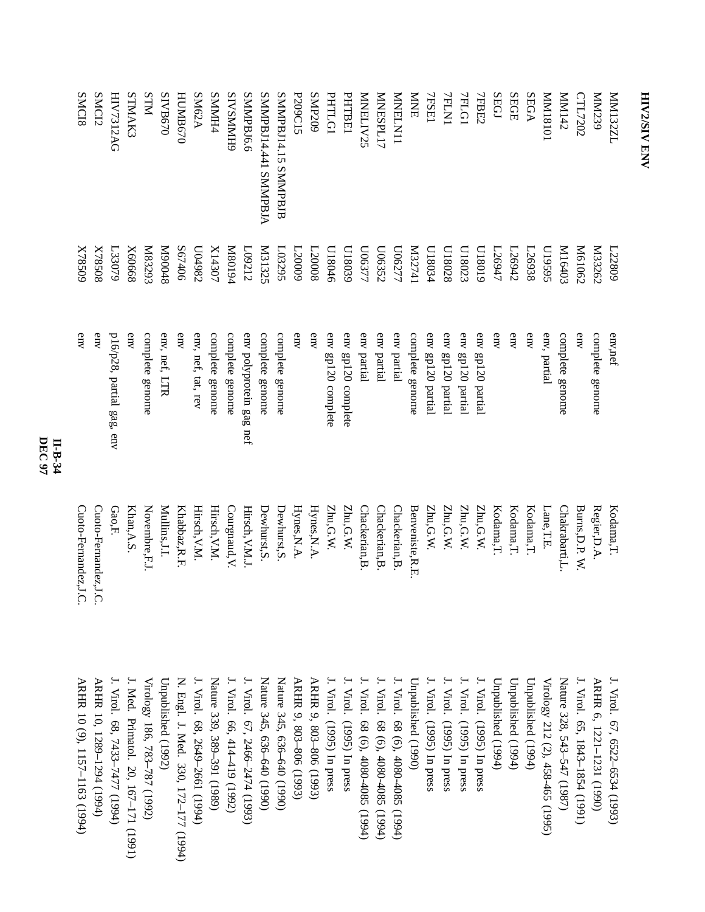## HIV2/SIV ENV

| | | | | |
|---|---|---|---|---|
| MM132ZL | L22809 | env,nef | Kodama,T. | J. Virol. 67, 6522–6534 (1993) |
| MM239 | M33262 | complete genome | Regier,D.A. | ARHR 6, 1221–1231 (1990) |
| CTL7202 | M61062 | env | Burns,D.P. W. | J. Virol. 65, 1843–1854 (1991) |
| MM142 | M16403 | complete genome | Chakrabarti,L. | Nature 328, 543–547 (1987) |
| MM18101 | U19595 | env, partial | Lane,T.E. | Virology 212 (2), 458–465 (1995) |
| SEGA | L26938 | env | Kodama,T. | Unpublished (1994) |
| SEGE | L26942 | env | Kodama,T. | Unpublished (1994) |
| SEGJ | L26947 | env | Kodama,T. | Unpublished (1994) |
| 7FBE2 | U18019 | env gp120 partial | Zhu,G.W. | J. Virol. (1995) In press |
| 7FLG1 | U18023 | env gp120 partial | Zhu,G.W. | J. Virol. (1995) In press |
| 7FLN1 | U18028 | env gp120 partial | Zhu,G.W. | J. Virol. (1995) In press |
| 7SE1 | U18034 | env gp120 partial | Zhu,G.W. | J. Virol. (1995) In press |
| MNE | M32741 | complete genome | Benveniste,R.E. | Unpublished (1990) |
| MNELN11 | U06277 | env partial | Chackerian,B. | J. Virol. 68 (6), 4080–4085 (1994) |
| MNESPL17 | U06352 | env partial | Chackerian,B. | J. Virol. 68 (6), 4080–4085 (1994) |
| MNELIV25 | U06377 | env partial | Chackerian,B. | J. Virol. 68 (6), 4080–4085 (1994) |
| PHTBE1 | U18039 | env gp120 complete | Zhu,G.W. | J. Virol. (1995) In press |
| PHTLG1 | U18046 | env gp120 complete | Zhu,G.W. | J. Virol. (1995) In press |
| SMP209 | L20008 | env | Hynes,N.A. | ARHR 9, 803–806 (1993) |
| P209C15 | L20009 | env | Hynes,N.A. | ARHR 9, 803–806 (1993) |
| SMMPBJ14.15 SMMPBJB | L03295 | complete genome | Dewhurst,S. | Nature 345, 636–640 (1990) |
| SMMPBJ14.441 SMMPBJA | M31325 | complete genome | Dewhurst,S. | Nature 345, 636–640 (1990) |
| SMMPBJ6.6 | L09212 | env polyprotein gag nef | Hirsch,V.M.J. | J. Virol. 67, 2466–2474 (1993) |
| SIVSMMH9 | M80194 | complete genome | Courgnaud,V. | J. Virol. 66, 414–419 (1992) |
| SMMH4 | X14307 | complete genome | Hirsch,V.M. | Nature 339, 389–391 (1989) |
| SM62A | U04982 | env, nef, tat, rev | Hirsch,V.M. | J. Virol. 68, 2649–2661 (1994) |
| HUMB670 | S67406 | env | Khabbaz,R.F. | N. Engl. J. Med. 330, 172–177 (1994) |
| SIVB670 | M90048 | env, nef, LTR | Mullins,J.I. | Unpublished (1992) |
| STM | M83293 | complete genome | Novembre,F.J. | Virology 186, 783–787 (1992) |
| STMAK3 | X60668 | env | Khan,A.S. | J. Med. Primatol. 20, 167–171 (1991) |
| HIV7312AG | L33079 | p16/p28, partial gag, env | Gao,F. | J. Virol. 68, 7433–7477 (1994) |
| SMCI2 | X78508 | env | Cuoto-Fernandez,J.C. | ARHR 10, 1289–1294 (1994) |
| SMCI8 | X78509 | env | Cuoto-Fernandez,J.C. | ARHR 10 (9), 1157–1163 (1994) |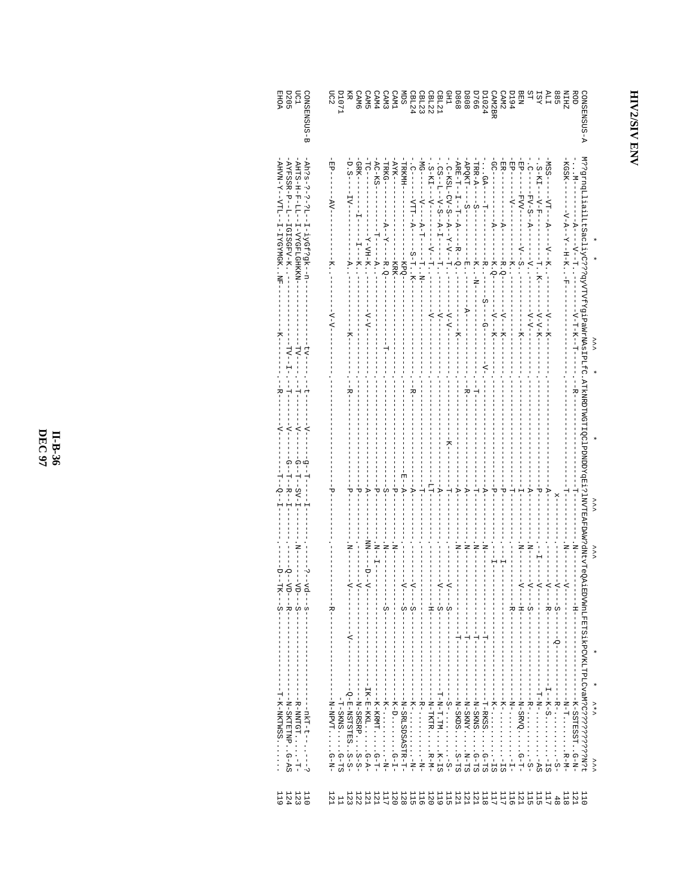# HIV2/SIV ENV

```
                  *  *                                              ^^^   *                                 *                  ^^^        ^^^                                    *         *   ^*^            ^^^
CONSENSUS-A  M??grnqlliailLtSacliyC???qyVTVFYgiPawrNAsIPLfC.ATKNRDTWGTIQCLPDNDDYqEi?lNVTEAFDAW?dNtvTeQAiEDVWnLFETSikPCVKLTPLCVaM?C?????????N?t  110
ROD          ..M--------A----V--T.-------------V-T-K--T------.--R-----------------------T----------N------------H---------------------K-SSTESST..G-N-  121
NIHZ         -KGSK-------V-A--Y--H-K..-F------------------------------------------------------N-----------V-------------------------N-T........R-M-  118
885          ------------------------------------------------------------------------x----------------------V---S----Q------------R.........S-    48
ALI          -MSS----VT---A----V--K.---------V--K------------------------------------A----------------------V---R-------------------I--K-S.........IS  117
ISY          -.S-KI---V-F-----------T.-K-----V-V-K----------------------------------P--------I------------V--------------------------T--N.........AS  115
ST           -.C-----FV-S--A-------V.-------V-V----------------------------------A----------N-----------V---S-----------------------R..........S-  115
BEN          -EP-----FVV-------V--S.-----------K---------------------------------I----------N-----------V---H-------------------------N-SRVQ.......G-T-  121
D194         -EP-------V-----------K.-----------------------------------------T----------------------------R--------------------------.........I-  116
CAM2         -ER-----------A------R.Q-------V---K-----------------------------P-----------I-------------------------------------K........IS  117
CAM2BR       -GC-----------A------K.Q-------V---K---------------------------------------I-------------------------------------K........IS  117
D1024        -..GA-----T-----------R.----S---G----------V.-------------------A----------N-------------------------T--------------T-RKSS......G-TS  118
D766         -TRR-A----S-----------K.-N----------------T---------------------------T----------N----------------------T----------N-SKNS.......G-TS  121
D808         -APQKT-----S----------E.-------A-----------R------------------------A----------N-----------------------T----------N-SKNY.......N-TS  121
D868         -ARE-T--I--T--A----R--Q.----------K------------------------------A----------N-----------------------T----------N-SKDS.......S-TS  121
GH1          -.C-KSL-CV-S--A--Y--V--T.-------V-V-----------------K-----------T----------------------V---S--------------------S-..........S-  115
CBL21        -.CS--L--V-S--A-I-----T.--------V------------------------------------A----------------------V---S-------------------T-N-T.TM......K-IS  119
CBL22        -.S-KI---V---------V--T.--------V-----------------------------------LT-----------------------H--------------------N-TKTR.......R-M-  120
CBL23        -MG-----V-----A-T----T.-N-----------------------------------------T-------------------------------------------R............N-  116
CBL24        -.C-----VTT--A------S-T.-K------------------------------------------A------------------------V---S------------------K.............N-  115
MDS          -TRKMH-----------------KPQ----------------------------R------------E-A-----------------V---S---------------------N-SRLSDSASTR-T-  128
CAM1         -AYK------------------KRK----------------------------------------P----------N----------------------------------------K-D........G-I-  120
CAM3         -TRKG--------A--Y-----R.Q-------------------T------------------S----------N-------------------S------------------K..........N-  117
CAM4         -AC-KS---------T-------A.-------------------------------------P----------N-I------------------------------------K-KRMT.......G-T-  121
CAM5         -TC-----------Y-VH-K.------V-V---------------------------------A----------NN-----D--V------------------------IK-E-KKL.......G-A-  121
CAM6         -GRK-----I------I---K.----------------------------------------P----------------V----------------------------N-SRSRP.......S-S-  122
KR           -D.S----IV-------------A.----------K-------------R--------------P----------N-----------V---------------------Q-E-NSTSTES..S-S-  123
D1071        -----------------------------------------------------------------------------------------------V------------------T-SKNS.....G-TS   11
UC2          -EP------AV-----------K.----------V-V-------------------------------P----------------------R-------------------------N-NPVT......G-N-  121

CONSENSUS-B  -Ah?s-?-?L-I-iygf?gk-n---------tv------t-------V---g-T--I-------?-vd--s-------------------------nkT-t-......-?  110
UC1          -AHTS-H-F-LL-I-VYGFLGHKKN-----------TV------T-------V---G-T--SV-I-------N-----VD--S-------------------------R-NNTGT......T-  123
D205         -AYFSSR-P--L-IGISGFV-K.---------------TV-I------T-------V---G-T--R-I------------Q--VD--R-------------------------N-SKTETNP..G-AS  124
EHOA         -AHVN-Y--VTL--I-IYGVMGK.NF---------K------R-------V-------T--Q-I-----------D--TK--S-------------------------T-K-NKTWSS.......  119
```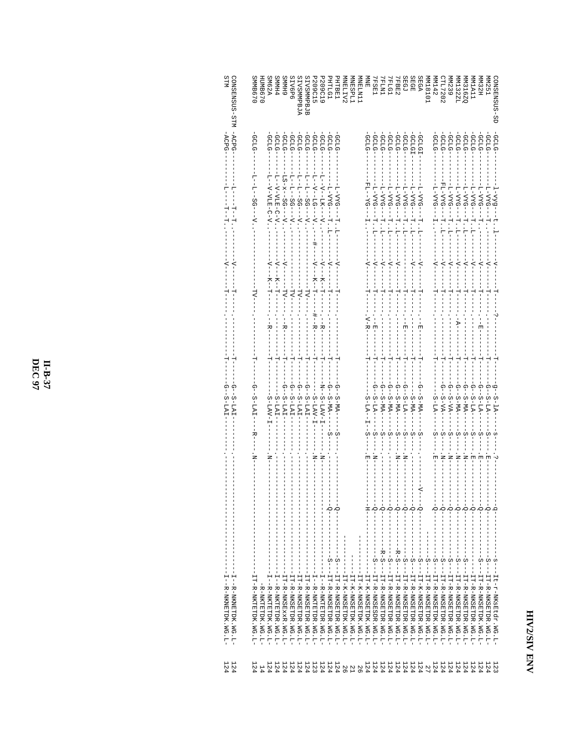```
CONSENSUS-SD  -GCLG-------l-vyg--t.l-----v------T-----?-----------T------g--S-lA----s-----?-----------q------------s---It-r-NKsEtdr.WG.L-  123
MM251         -GCLG-------L-VYG--T.---------V------T-------------------T------G--S-LA----S-----E-----------Q------------S---IT-R-NKSETDR.WG.L-  124
MM32H         -GCLG-------L-VYG--T.---------V------T------E------------T------G--S-LA----S-----E-----------Q------------S---IT-R-NKSETDR.WG.L-  124
MM1A11        -GCLG-------L-VYG--T.L--------V------T-------------------T------G--S-LA----S-----E-----------Q----------------IT-R-NKSETDR.WG.L-  124
MM3162Q       -GCLG-------L-VYG--T.L--------V------T-------------------T------G--S-MA----S-----N-----------Q------------S---IT-R-NKSETDR.WG.L-  124
MM3122L       -GCLG-------L-VYG--T.L--------V------T-----A-------------T------G--S-MA----S-----N-----------Q------------S---IT-R-NKSETDR.WG.L-  124
MM239         -GCLG-------L-VYG--T.L--------V------T-------------------T------G--S-VA----S-----N-----------Q------------S---IT-R-NKSETDR.WG.L-  124
CTL7202       -GCLG-------FL-VYG--T.L-------V------T-------------------T------G--S-VA----S-----N-----------Q------------S---IT-R-NKSETDR.WG.L-  124
MM142         -GCLG-------L-VYG--I.---------V------T-------------------T---------S-LA----S-----E-----------Q------------S---IT-R-NKSETDK.WG.L-  124
MM18101       -----------------------------------------------------------------------------------------------------------S---IT-R-NKSETDR.WG.L-  27
SEGA          -GCLGI------L-VYG--T.L--------V------T------E------------T------G--S-MA----S-------------V---Q------------S---IT-K-NKSETDR.WG.L-  124
SEGE          -GCLGI------L-VYG--T.L--------V------T-------------------T---------S-MA----S-----------------Q------------S---IT-R-NKSETDR.WG.L-  124
SEGJ          -GCLG-------L-VYG--T.L--------V------T------E------------T------G--S-LA----S-----N-----------Q------------S---IT-R-NKSETDR.WG.L-  124
7FBE2         -GCLG-------L-VYG--T.L--------V------T-------------------T------G--S-MA----S-----N-----------Q-----------R-S---IT-R-NKSETDR.WG.L-  124
7FLG1         -GCLG-------L-VYG--T.L--------V------T-------------------T------G--S-MA----S-----------------Q-------------S---IT-R-NKSETDR.WG.L-  124
7FLN1         -GCLG-------L-VYG--T.L--------V------T-------------------T------G--S-MA----S-----------------Q-----------R-S---IT-R-NKSETDR.WG.L-  124
7FSE1         -GCLG-------L-VYG--T.L--------V------T------E------------T------G--S-LA----S-----N-----------Q------------S---IT-R-NKSESDR.WG.L-  124
MNE           -GCLG-------FL--YG--I.--------V------T------.V-R---------T---------S-LA--I--S-----E-----------H----------------IT-K-NKSETDK.WG.L-  124
MNELN11       -----------------------------------------------------------------------------------------------------------------IT-K-NKSETDK.WG.L-  26
MNESPL1       -------------------------------------------------------------------------------------------------------------------IT-K-NKSETDK.WG.L-  21
MNELIV2       -----------------------------------------------------------------------------------------------------------------IT-K-NKSETDK.WG.L-  26
PHTBE1        -GCLG-------L-VYG--T.L--------V------T-------------------T------G--S-MA----S-----------------Q----------------IT-R-NKSETDR.WG.L-  124
PHTLG1        -GCLG-------L-VYG--T.L--------V------T-------------------T------G--S-MA----S-----------------Q------------S---IT-R-NKSETDR.WG.L-  124
P209C19       -GCLG-------L-V--LK---V.------V--K--T------R------------T------N--S-LAV-I------N----------------------------I--R-NKTETDR.WG.L-  124
P209C15       -GCLG-------L-V--LG---V.----#-V--K--T------#-R----------T----------S-LAV-I------N----------------------------I--R-NKTETDR.WG.L-  123
SIVSMMPBJB    -GCLG-------L-L--SG---V.------------TV-------------------T------G--S-LAI-------------------------------------IT-R-NKSETDR.WG.L-  124
SIVSMMPBJA    -GCLG-------L-L--SG---V.------------TV-------------------T------G--S-LAI-------------------------------------IT-R-NKSETDR.WG.L-  124
SIV6P6        -GCLG-------L-L--SG---V.------------TV-------------------T------G--S-LAI-------------------------------------IT-R-NKSETDR.WG.L-  124
SMMH9         -GCLG-------LS-X--SG---V.------V-----TV------R------------T------G--S-LAI------------------------------------IT-R-NKSExxR.WG.L-  124
SMMH4         -GCLG-------L-V-VLE-C-V.------V--K--T-------------------T---------S-LAI-------------------------------------I--R-NKTETDR.WG.L-  124
SM62A         -GCLG-------L-V-VLE-C-V.------V--K--T------R------------T---------S-LAV-I------N----------------------------I--R-NKTETDK.WG.L-  124
HUMB670       ------------------------------------------------------------------------------------------------------------------R-NKTETDK.WG.L-  14
SMMB670       -GCLG-------L-L--SG---V.------------TV-------------------T------G--S-LAI--R---N----------------------------IT-R-NKTETDK.WG.L-  124

CONSENSUS-STM -ACPG-------L-----T.T.--------V------T-------------------T------G--S-LAI---------------------------------------I--R-NKNETDK.WG.L-  124
STM           -ACPG-------L-----T.T.--------V------T-------------------T------G--S-LAI---------------------------------------I--R-NKNETDK.WG.L-  124
```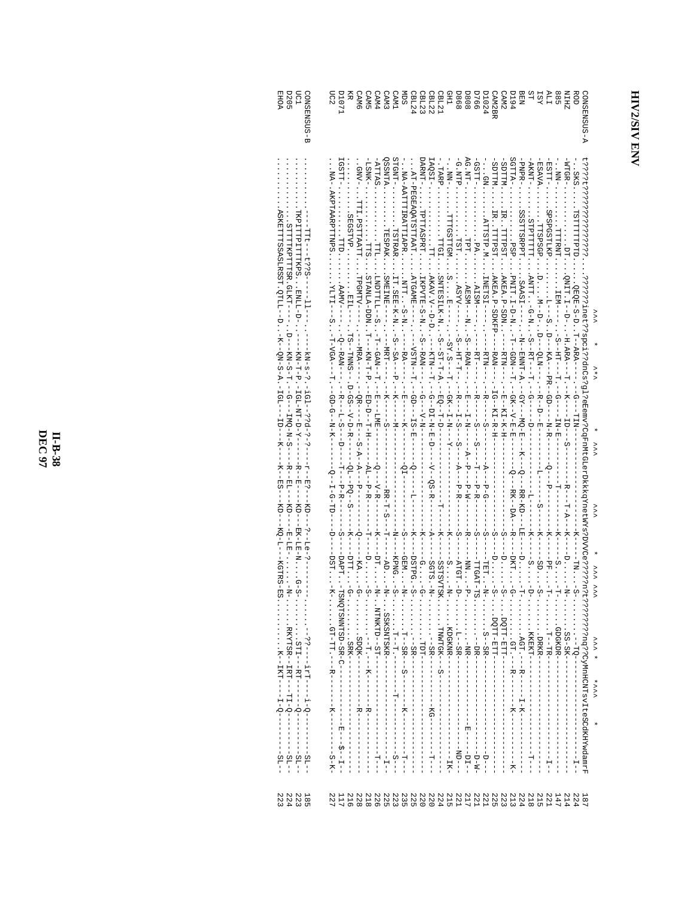# HIV2/SIV ENV

```
                          ^^^   *   ^*^          *  ^^^                 ^^^            *  ^^^ ^^^      ^^^ *   *^^^       *
CONSENSUS-A  t????t????????????????....???????inet??spci??dncs?gl?eEemv?CqFnMtGLerDkkkqYnetWYs?DVVCe????nnt?????????nq??CyMnHCNTsvIteSCdKHYwdamrF  187
ROD          ..SKS...TSTTTTTPTD....QEQE-S-D..T-ARA----G---TIN----------------------------K------TN..-S-.............TQ-----------------I-  224
NIHZ         -WTGR.........DT...QNIT.I--D-..H.ARA---T---K---ID---S-------R---T-A---K------D.....-N-..........SS-SK----------------------  214
885          ..NN-.......TTTRNT.....IEM----..-S-HT---T---G---IN-E--------T--------K------S.....T-..........GDGKDR---------------------  147
ALI          ESTT-....SPSPGSTLKP......L---S..D--KA---PR--GD----N-R-------Q---P----K------PF.....T-..........T-TR-------------------I-  221
ISY          -ESAVA......TTSPSGP....D.....M--D-..QLN----..R--D---E-------L-------S----K------SD.....S-..........DRKR-------------------  215
ST           -AKNT-......STPTTTTT....ANTT.-G-N..S--RT---T---G---D-------------L-------K------S......D-..........KKEKT---------------T--  218
BEN          -PNPR-....SSSTTSRPPT....SAASI----..N-ENNT-A.--GY--MQ-E---K---Q---RR-KD---LE-----D.....T-..........AGT.----R-----I-K---------  224
D194         SGTTA-......-PSP...PNIT.I-D-N..T-GDN---T.--GK--V-E-E-------Q---RK--DA---R------DKT.....G-..........GT.----R-----K--------K-  213
CAM2         -SDTTM.....IR..TTTPST...AKEA.P-SDN..----RTN----..--E---KI-K-H-----------------S------D.....S-..........DQTT-ETT-----------------  223
CAM2BR       -SDTTM.....IR..TTTPST...AKEA.P-SDKP..---RAN----..--IG--KI-R-H---------------------S------D.....S-..........DQTT-ETT-----------------  225
D1024        ...GN.........ATTSTP.M...INETSI---..---RTN----..--R---S-----------A----P-G------S------TET.....N-..........S-SR-------------------D-  221
D766         -GST-...........PA.....AISM-----..----RT-----..--R---S--S----T---P-R------S------TTGAT-TS..........DR-------------------D-W-  221
D808         AG.NT-...........TPT.....AESM---N..-S-RAN---..--E---I-N-----A---P---P-W------R------NN.....P-..........NR--------------------  217
D868         -G.NTP........TST.......ASYV-----..S-HT-T--..--R---I-S-----S---A---P-R------S------ATGT.....D-..........L-SR-------------E---DI-  221
GH1          ..NN-........TTTGSTTGM...S.....E-----..-SY.S--T..--GK--I-N---Y-----------------K------S......N-..........KDGKNR---------------ND-  215
CBL21        ..TARP........TTGI.....SNTESILK-N..S--ST-T-A..-EQ--T-D--------------T------K------SSTSVTSK....TNWTGK--S-----------------IK-  224
CBL22        IAQSI-...........TT.....AKAV.V--D-D..----KTN--T.--G--DI-N-E-D-----V--QS-R------A------SGTS.....N-..........SR-----------KG-------  220
CBL23        DARNT-....TPTTASPRT.....IKPVTE-S-N..S--RAN-----G--V-N-------------------K------G.....G-..........TDT-------------------T--  220
CBL24        ...AT-PEGEAQATSTTAAT.....ATGAME----..---VSTN--T..-GD---IS-E-------Q-------L------K------DSTPG.....S-..........SR---------------------  225
MDS          ...NA-AATTTIRATTIAPR.....NTT..-S-N..----RA-----..--E-----K-------QI---------------S------GEM.....N-.....T-SR---S-----K--------T--  235
CAM1         STGNT-.......TSTRAR.....IT.SEE-K-N..S-SA---P-..--K-----M---------------------N------KPNG.....S-..........T-T-----------T---------S--  223
CAM3         QSSNTA........TESPAK.....SMEINE----..---MRT-----..--K-----S------------RR-T-S---T------AD.....N-.....SSKSNTSKR----------------I-  225
CAM4         -ATTAS............TTL.....LNDTTLL--S..T--GAN---T..--E---LME--------Q---V-R------K------DT.....N-.....NTNKTD--ST-----------------T--  226
CAM5         -LSNK-............TTS.....STANLA-DDN..T---KN-T-P..-ED-D--T-H------AL---P-R------T------D.....S-..........T-----K------R---------  218
CAM6         ..GNV-....TTI.PSTTAATT...TPGNTV-----..--MRA-----..-QR---E---S-A---A--P-------------Q------KA.....G-..........SDQK-----------R-----  228
KR           ..........SEGSTVP.........EIL-----..TS--TNNS---D-GS--V-D-R-----QL---PQ--S------K------DTT.....G-..........SRK----------------------  216
D1071        IGSTT-.........TTD.......AAMV-----..Q--RAN----R--L-S---D---T---P-R------S------DAPT..TSNQTSNNTSD-SR-C-------------E--$-I-  117
UC2          ..NA-.AKPTAARPTTNPS.......YLTI---S..T-VGA---T..-GD-G-N-K-----Q--I-G-TD---D------DST.....K-.....GT-TT----R-------K-------S-K-  227

CONSENSUS-B  ..........---TTt---t??S-----1l--...----kN-s-?..iGl--??d-?-?--r-E?---KD---?-Le-?--.......??---irT---i-Q-------SL-  185
UC1          ..........TKPITTPITTTKPS..ENLL-D-..----KN-T-P..IGL-NT-D-Y-------R-E-----KD---EK-LE-N......G-S.......STI---RT----Q-------SL-  223
D205         ..........STTTTKPTTTSR.GLKT---..D---KN-S-T..--G---IMQ-N-S-----R-EL---KD---E-LE-.......N-......RKYTSR--IRT---TI-Q-------SL-  224
EHOA         ..........ASKETTTSSASLRSST.QTLL-D..K-QN-S-A..IGL----ID---K-----K-ES---KD---KQ-L---KGTRS-ES.........K-IKT---I-Q-------SL-  223
```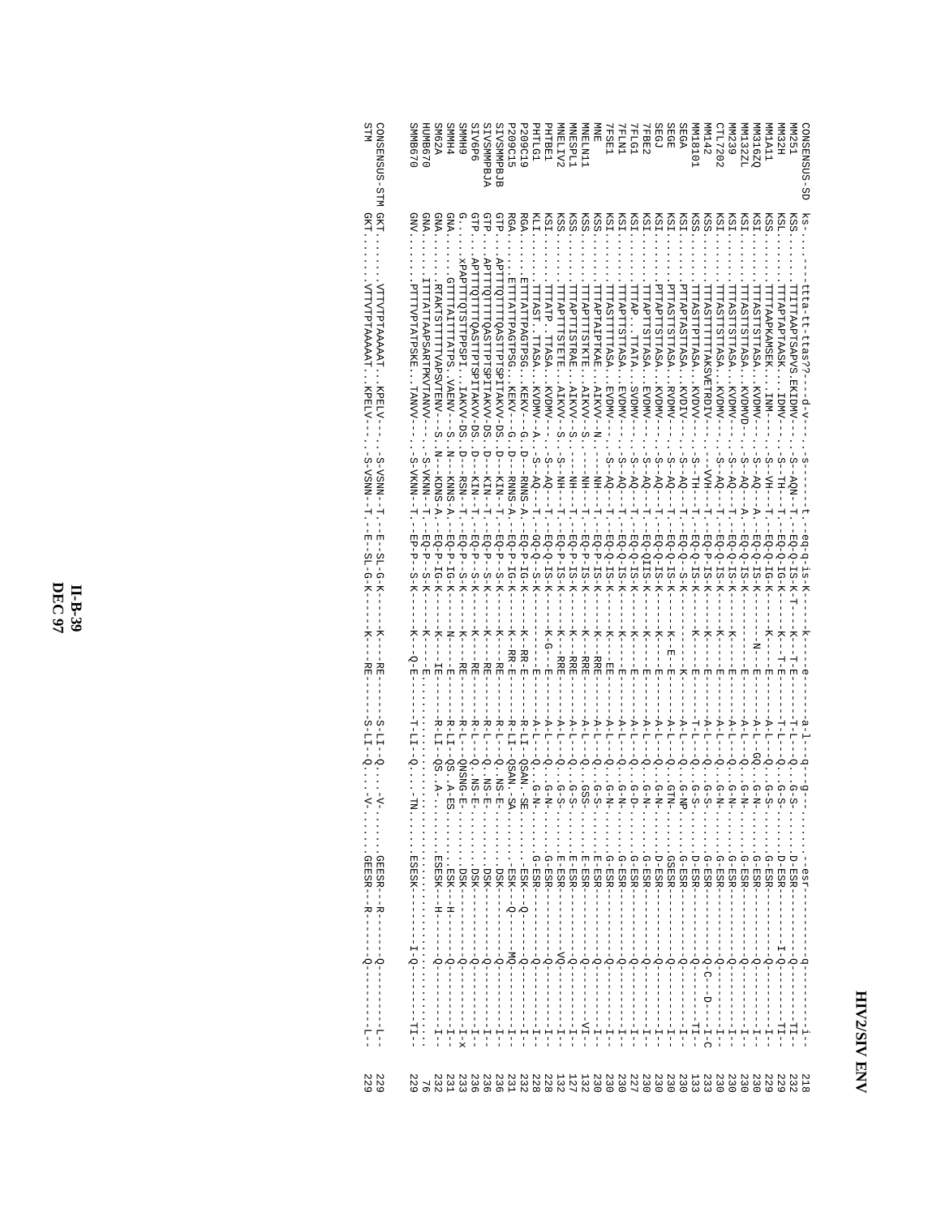```
CONSENSUS-SD  ks-.......ttta-tt-ttas??---d-v----.-s------t--eq-q-is-k-----k----e-----a-l--q---g--.......-esr------------q---------i--  218
MM251         KSS.......TTITTAAAPTSAPVS.EKIDMV--.-S--AQN--T--EQ-Q-IS-K-T----K---T-E-----T-L---Q...G-S-.......D-ESR-----------Q-----------TI--  232
MM32H         KSL.......TTTAPTAPTAASK...IDMV--.-S--TH--T--EQ-Q-IG-K-----K---T-E-----T-L---Q...G-S-.......D-ESR---------I-Q-----------TI--  229
MM1A11        KSS.......TTTTAAPKAMSEK...INM--.-S--VH--T--EQ-Q-IG-K-----K-------E-----A-L---Q...G-S-.......G-ESR-----------Q-----------I--  229
MM316ZQ       KSI.......TTASTTSTTASA..KVDMV--.-S--AQ--A--EQ-Q-IS-K-----N-------E-----A-L--GQ...G-N-.......G-ESR-----------Q-----------I--  230
MM1322L       KSI.......TTASTTSTTASA..KVDMVD-.-S--AQ--A--EQ-Q-IS-K-------------E-----A-L---Q...G-N-.......G-ESR-----------Q-----------I--  230
MM239         KSI.......TTTASTTSTTASA..KVDMV--.-S--AQ--T--EQ-Q-IS-K-----K-------E-----A-L---Q...G-N-.......G-ESR-----------Q-----------I--  230
CTL7202       KSI.......TTASTTSTTASA..KVDMV--.-S--AQ--T--EQ-Q-IS-K-----K-------E-----A-L---Q...G-N-.......G-ESR-----------Q-----------I--  230
MM142         KSS.......TTASTTTTTTAKSVETRDIV--.--VVH--T--EQ-P-IS-K-----K-------E-----A-L---Q...G-S-.......G-ESR-----------Q-C---D---I-C  233
MM18101       KSS.......TTASTTPTTASA..KVDVV--.-S--TH--T--EQ-Q-IS-K-----K-------E-----T-L---Q...G-S-.......D-ESR-----------Q-----------TI--  133
SEGA          KSI.......PTTAPTASTTASA..KVDIV--.-S--AQ--T--EQ-Q--S-K-------------K-----A-L---Q...G-NP.......G-ESR-----------Q-----------I--  230
SEGE          KSI.......PTTASTTSTTASA..KVDMV--.-S--AQ--T--EQ-Q-IS-K-----K---E-E-----A-L---Q...GTN-.......GSESR-----------Q-----------I--  230
SEGJ          KSI.......PTTAPTTSTTASA..KVDMV--.-S--AQ--T--EQ-Q-IS-K-----K-------E-----A-L---Q...G-N-.......D-ESR-----------Q-----------I--  230
7FBE2         KSI.......TTTAPTTSTTASA..EVDMV--.-S--AQ--T--EQ-QIIS-K-----K-------E-----A-L---Q...G-N-.......G-ESR-----------Q-----------I--  230
7FLG1         KSI.......TTTAP..TTATA..SVDMV--.-S--AQ--T--EQ-Q-IS-K-----K-------E-----A-L---Q...G-D-.......G-ESR-----------Q-----------I--  227
7FLN1         KSI.......TTTAPTTSTTASA..EVDMV--.-S--AQ--T--EQ-Q-IS-K-----K-------E-----A-L---Q...G-N-.......G-ESR-----------Q-----------I--  230
7FSE1         KSI.......TTTASTTTTTASA..EVDMV--.-S--AQ--T--EQ-P-IS-K-----K------EE-----A-L---Q...G-N-.......G-ESR-----------Q-----------I--  230
MNE           KSS.......TTTAPTAIPTKAE..AIKVV--N.---NH--T--EQ-P-IS-K-----K-----RRE-----A-L---Q...G-S-.......E-ESR-----------Q-----------I--  230
MNELN11       KSS.......TTTAPTTSTKTE..AIKVV--S.---NH--T--EQ-P-IS-K-----K-----RRE-----A-L---Q...GSS-.......E-ESR-----------Q-----------VI-  132
MNESPL1       KSS.......TTTAPTTISTRAE..AIKVV--S.---NH--T--EQ-P-IS-K-----K-----RRE-----A-L---Q...G-S-.......E-ESR-----------Q-----------I--  127
MNELIV2       KSS.......TTTAPTTSTETE..AIKVV--S.-S--NH--T--EQ-P-IS-K-----K-----RRE-----A-L---Q...G-S-.......E-ESR-----------VQ----------I--  132
PHTBE1        KSI.......TTTATP..TTASA..KVDMV--.-S--AQ--T--EQ-Q-IS-K-----K-G-----E-----A-L---Q...G-N-.......G-ESR-----------Q-----------I--  228
PHTLG1        KLI.......TTTAST..TTASA..KVDMV--A.-S--AQ--T--GQ-Q--S-K-------------E-----A-L---Q...G-N-.......G-ESR-----------Q-----------I--  228
P209C19       RGA.......ETTTATTPAGTPSG..KEKV--G.D--RNNS-A--EQ-P-IG-K-----K--RR-E-----R-LI--QSAN..SE-.......---ESK---Q-----Q-----------I--  232
P209C15       RGA.......ETTTATTPAGTPSG..KEKV--G.D--RNNS-A--EQ-P-IG-K-----K--RR-E-----R-LI--QSAN..SA-.......---ESK---Q-----MQ----------I--  231
SIVSMMPBJB    GTP.......APTTTQTTTTQASTTPTSPITAKVV-DS.D--KIN--T--EQ-P---S-K-----K-----RE-----R-L---Q...NS-E.......---DSK-----------Q-----------I--  236
SIVSMMPBJA    GTP.......APTTTQTTTTQASTTPTSPITAKVV-DS.D--KIN--T--EQ-P---S-K-----K-----RE-----R-L---Q...NS-E.......---DSK-----------Q-----------I--  236
SIV6P6        GTP.......APTTTQTTTTQASTTPTSPITAKVV-DS.D--KIN--T--EQ-P---S-K-----K-----RE-----R-L---Q...NS-E.......---DSK-----------Q-----------I--  236
SMMH9         G.........XPAPTTTQTSTTPPSPI..IAKVV-DS.D--RSN--T--EQ-P---S-K-----K-----RE-----R-L---QNSNG-E.......---DSK-----------Q-----------I-x  233
SMMH4         GNA.......GTTTTAITTTATPS..VAENV--S.N--KNNS-A--EQ-P-IG-K-----N-------E-----R-LI--QS..A-ES.......---ESK---H-------Q-----------I--  231
SM62A         GNA.......RTAKTSTTTTTVAPSVTENV--S.N--KDNS-A--EQ-P-IG-K-----K-----IE-----R-LI--QS..A-.......ESESK---H-------Q-----------I--  232
HUMB670       GNA.......ITTTATTAAPSARTPKVTANVV--.-S-VKNN--T--EQ-P---S-K-----K-------E-----.......:.......:.......................:....  76
SMMB670       GNV.......PTTTVPTATPSKE..TANVV--.-S-VKNN--T--EP-P---S-K-----K---Q-E-----T-LI--Q...TN.......ESESK-----------I-Q-----------TI--  229

CONSENSUS-STM GKT.......VTTVTPTAAAAAT..KPELV--.-S-VSNN--T--E--SL-G-K-----K-----RE-----S-LI--Q...V-.......GEESR---R-------Q-----------L--  229
STM           GKT.......VTTVTPTAAAAAT..KPELV--.-S-VSNN--T--E--SL-G-K-----K-----RE-----S-LI--Q...V-.......GEESR---R-------Q-----------L--  229
```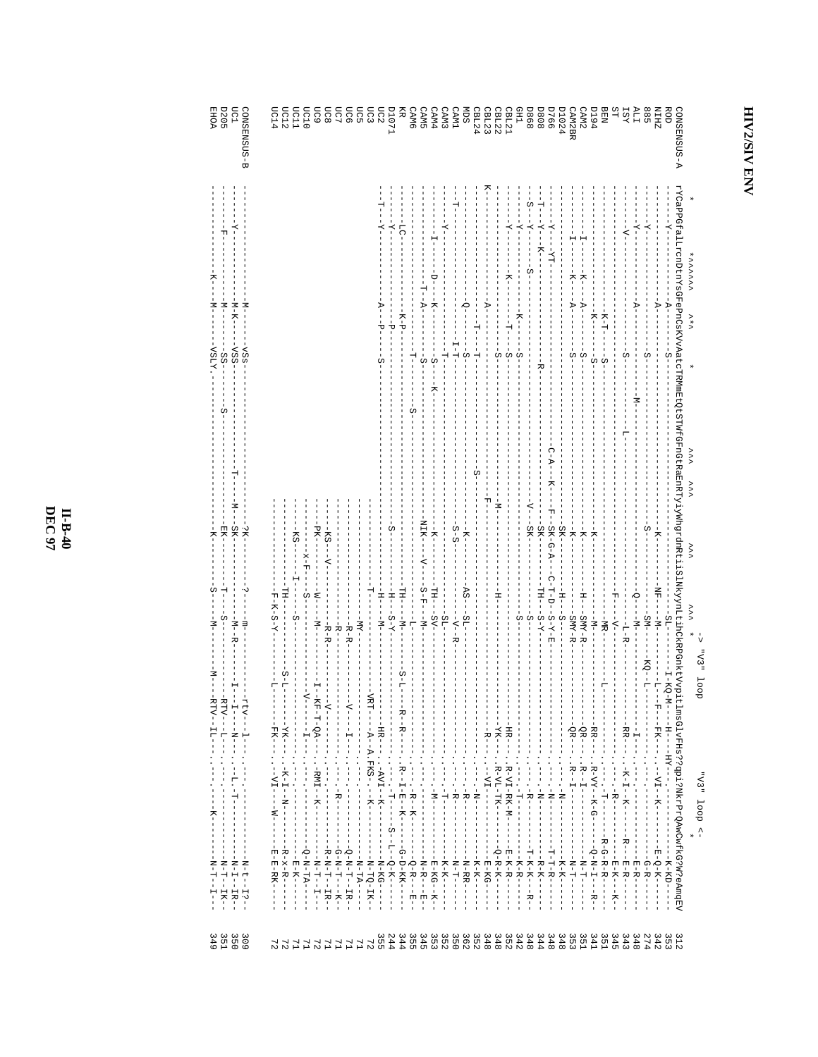# HIV2/SIV ENV

```
                *      *^^^^^^   ^*^       *                               ^^^      ^^^            ^^^         ^^^   ->"V3" loop                 "V3" loop <-
                                                                                                                 *                                      *
CONSENSUS-A  rYCaPPGfaLLrcnDtnYsGFePnCsKVVAatcTRMmEtQtSTWfGFnGtRaEnRTyiyWhgrdnRtiiSLNkyynLtihCkRPGnktVvpitlmsGlvFHs?qpi?NkrPrQAwCwfkG?W?eAmqEV  312
ROD          ----Y-------------A------S------------------------------------------------K-------NF---M-------L---F--FK---.-VI--K---------E-Q-K------  353
NIHZ         ----Y-------------A------S---------------------------------------------------------SL--------I-KQ-M---H---HY-.-------------------K-KD---  342
885          ----Y-------------A------S---------------------------------------------------------SM-----KQ--L-------------.----------------G-R------  274
ALI          ----Y-------------A------S-----------M-----------------------------S-------------Q---M---------------------.-----------------E-R-----  348
ISY          ----V------------------S-----------L-----------------------------------------------L-R-------------I--------.---------------E-R-----  343
ST           ---------------------------------------------------------------------------F---V----------------RR--.-K-I--K------R--E-R-----  345
BEN          -------------------K-T----S---------------------------------------------------------MR-------L-----------.---T------R-G-R---  351
D194         -------------------K------S----------------------------------------------K--------M----------------RR--.-R-VY--K-G------Q-N-I---R-  341
CAM2         ------I----K---A------S-------------------------------------------------K--------H---SMY-R--------QR--.-R-I---------N-T---  351
CAM2BR       ------I----K---A------S-------------------------------------------------K--------SMY-R-------------QR--.-R-I-------------N-T---  353
D1024        ---------------------------------------------------------------------SK-------H---S--------------------.--N-----------K-K----  348
D766         ----Y-----YT----------------------------------C-A----K--F-SK-G-A---C-T-D--S-Y-E--------------------.--------------T-T-R----  348
D808         --T--Y---K-------------------------------------R------------------V---SK-----TH---S-Y---------------.--N-------------R-K----  344
D868         --S--Y------S--------------------------------------------------------------S----------------------.--R---------T-K-K----R-  348
GH1          ----Y----------------K------S-------------------------------------------------S-----------------------.---T----------K-R----  342
CBL21        ----Y-----K-----------T----S-----------------------------------------------------------------HR--.-R-VI-RK-M-----E-K-R----  352
CBL22        ---------------------------S-----------------------------M-------------H-----------------YK--.-R-VL-TK-------Q-R-K----  348
CBL23        K--------------A-----------------------------F--------------------------------------R--.---VI------------E-KG----  348
CBL24        -----------------T----T---------------------------S------------------------------------------.---------------K-K----  352
MDS          ----------------Q------S------------------------------------K------AS---SL-----------------.----N----------N-RR----  362
CAM1         ---T---------------I-T---------------------------------S-S------------V--R------------------.----R----------N-T----  350
CAM3         -------------------------T----------------------------------------------SL-------------------.-----------------K-K----  352
CAM4         -----Y----------D---K------S-----K-------------------K------TH---SV-------------------.-----T---------E-KG---K--  353
CAM5         -------I--------T--A------S------------------------NIK-----V---S-F---M--------------------.--M-----------N-R---E-  345
CAM6         ------------------------T-------S---------------------------------------------------------.----------------Q-R----E  355
KR           -----LC-----------K-P-----------------------------------TH-----L-----S-L-----R--R--.-R--I-E--K----G-D-KK----  344
D1071        -----Y-------------P-------------------------S-----------H----S-Y------------HR--.-AVI--K--------N-KG----  244
UC2          --T--Y-----------A--P--S--------------------------------H---M-------------------------.---T-------S-L--Q-K----  355
UC3          -----------------------------------------------------T---------------VRT---A-A-FKS.---K--------N-TQ-IK---  72
UC5          ---------------------------------------------------------MY-------------------------.-----------------N-TA----  71
UC6          --------------------------------------------------------R-R---------V----I--------.----------Q-N-T-IR--  71
UC7          ---------------------------------------------------------R---------------------------.--R-------G-N-T---K--  71
UC8          -----------------------------------------KS---V--------R-R--------V----------.---------R-N-T-IR-  71
UC9          -----------------------------------------PK-------W----M------I-KF-T-QA--.-RMI--K-------N-T--I-  72
UC10         -----------------------------------------x-F---S--------------V----I------.---------Q-N-TA----  71
UC11         -----------------------------------------KS-------I-----S----------------.----------E-K-----  71
UC12         ---------------------------------------------------TH-----------S-L----YK--.-K-I--N--------R-x-R----  72
UC14         ------------------------------------------------F-K-S-Y-----L------FK--.-VI----W-----E-E-RK----  72

CONSENSUS-B  -----------M-----VSS-----------------------?K--------?----m-------rtv---1---.-------------------N-t--I?--  309
UC1          -----Y-----M-K----VSS--------T------M---SK--------M--R----I---I------N---.-L--T----------N-I--IR--  350
D205         -----F-----M------SS----S------------EK--------T---S--------RTV---L----.----------------N-T--IK--  351
EHOA         ---------K-----M----VSLY.--------------K---------S----M------M---RTV--IL--.------K--------N-T--I---  349
```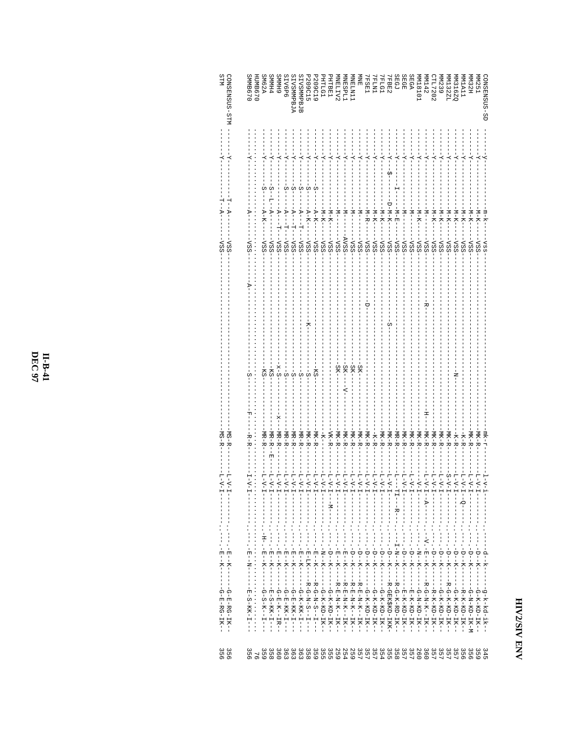```
CONSENSUS-SD  ----y-------m-k----vss-----------------------------------------------mk-r-----l-v-i---------.---d--k-----g-k-kd-ik-  345
MM251         ----Y-------M-K----VSS-----------------------------------------------MK-R-----L-V-I---------.---D--K-----G-K-KD-IK-  359
MM32H         ----Y-------M-K----VSS-----------------------------------------------MK-R-----L-V-I---------.---D--K-----G-N-KD-IK-M 356
MM1A11        ----Y-------M-K----VSS-----------------------------------------------K--R-----L-V-I--Q------.---D--K-----R-K-KD-IK-  356
MM316ZQ       ----Y-------M-K----VSS--------------------------------N--------------K--R-----L-V-I---------.---D--K-----G-K-KD-IK-  357
MM1322L       ----Y-------M-K----VSS-----------------------------------------------MK-R-----S-V-I---------.---D--K-----R-G-KD-IK-  357
MM239         ----Y-------M-K----VSS-----------------------------------------------MK-R-----L-V-I---------.---D--K-----G-K-KD-IK-  357
CTL7202       ----Y-------M-K----VSS-----------------------------------------------MK-R-----L-V-I---------.---D--K-----R-K-KD-IK-  357
MM142         ----Y-------M------VSS-------R---------------------------------H-----MK-R-----L-V-I-A-------.-V.-E--K-----R-G-N-K--IK-  360
MM18101       ----Y-------M-K----VSS-----------------------------------------------MK-R-------V-I---------.---N--K-----G-N-KD-IK-  260
SEGA          ----Y-------M------VSS-----------------------------------------------MK-R-----L-V-I---------.---D--K-----E-K-KD-IK-  357
SEGE          ----Y-------M------VSS-----------------------------------------------MK-R-----L-V-I---------.---D--K-----E-K-KD-IK-  357
SEGJ          ----Y----I--M-E----VSS-----------------------------------------------MR-R-----L--TI--R------.---I-N--K-----R-G-K-RD-IK-  358
7FBE2         ----Y--$-----D-M-K-VSS---------------S-------------------------------MK-R-----L-V-I---------.---D--K-----R-GEK$KD-IKK- 355
7FLG1         ----Y-------M-K----VSS-----------------------------------------------MK-R-----L-V-I---------.---D--K-----G-K-KD-IK-  354
7FLN1         ----Y-------M-K----VSS------------------------------------------------K-R-----L-V-I---------.---D--K-----G-K-KD-IK-  357
7FSE1         ----Y-------M-R----VSS-------D---------------------------------------MK-R-----L-V-I---------.---D--K-----G-K-KD-IK-  357
MNE           ----Y-------M------VSS--------------------------------SK-------------MK-R-----L-V-I---------.---D--K-----R-E-N-K--IK-  357
MNELN11       ----Y-------M------VSS--------------------------------SK-------------MK-R-----L-V-I---------.---D--K-----R-E-N-K--IK-  259
MNESPL1       ----Y-------M------AVSS-------------------------------SK---V---------MK-R-----L-V-I---------.---E--K-----R-E-N-K--IK-  254
MNELIV2       ----Y-------M------VSS--------------------------------SK-------------MK-R-----L-V-I---------.---E--K-----R-E-N-K--IK-  259
PHTBE1        ----Y-------M-K----VSS-----------------------------------------------VK-R-----L-V-I--M------.---D--K-----G-K-KD-IK-  355
PHTLG1        ----Y-------M-K----VSS------------------------------------------------K-------L-V-I---------.---N--K-----G-K-KD-IK-  355
P209C19       ----Y-----S--A-K---VSS--------------------------------KS-------------MK-R-----L-V-I---------.---E--K-----R-G-N-S--I--  359
P209C15       ----Y-----S--A-K---VSS----------------K---------------S--------------MK-R-----L-V-I---------.---E-LK-----R-G-N-S--I--  358
SIVSMMPBJB    ----Y-----S--A---T-VSS--------------------------------S--------------MR-R-----L-V-I---------.---E--K-----G-K-KK-I--  363
SIVSMMPBJA    ----Y-----S--A---T-VSS--------------------------------S--------------MR-R-----L-V-I---------.---E--K-----G-E-KK-I--  363
SIV6P6        ----Y-----S--A---T-VSS--------------------------------S--------------MR-R-----L-V-I---------.---E--K-----G-E-KK-I--  363
SMMH9         ----Y-----S--A---T-VSS--------------------------------x-S-----x------MR-R-----L-V-I---------.---E--K-----G-E-K--IR-  360
SMMH4         ----Y-----S-L-A----VSS--------------------------------KS-------------MR-R--E--L-V-I---------.---E--K-----E-S-KK-I--  358
SM62A         ----Y-----S--A-K---VSS--------------------------------KS-------------MR-R-----L-V-I---------.H--E--K-----G-S-K--I--  359
HUMB670       ............................................................................................................. 76
SMMB670       ----Y--------A-----VSS-------A------------------------S------F-------R-R-----I-V-I---------.---E--N-----E-S-KK-I--  356

CONSENSUS-STM ----Y--------T-A----VSS-----------------------------------------------MS-R-----L-V-I---------.---E--K-----G-E-RG-IK-  356
STM           ----Y--------T-A----VSS-----------------------------------------------MS-R-----L-V-I---------.---E--K-----G-E-RG-IK-  356
```

II-B-41
DEC 97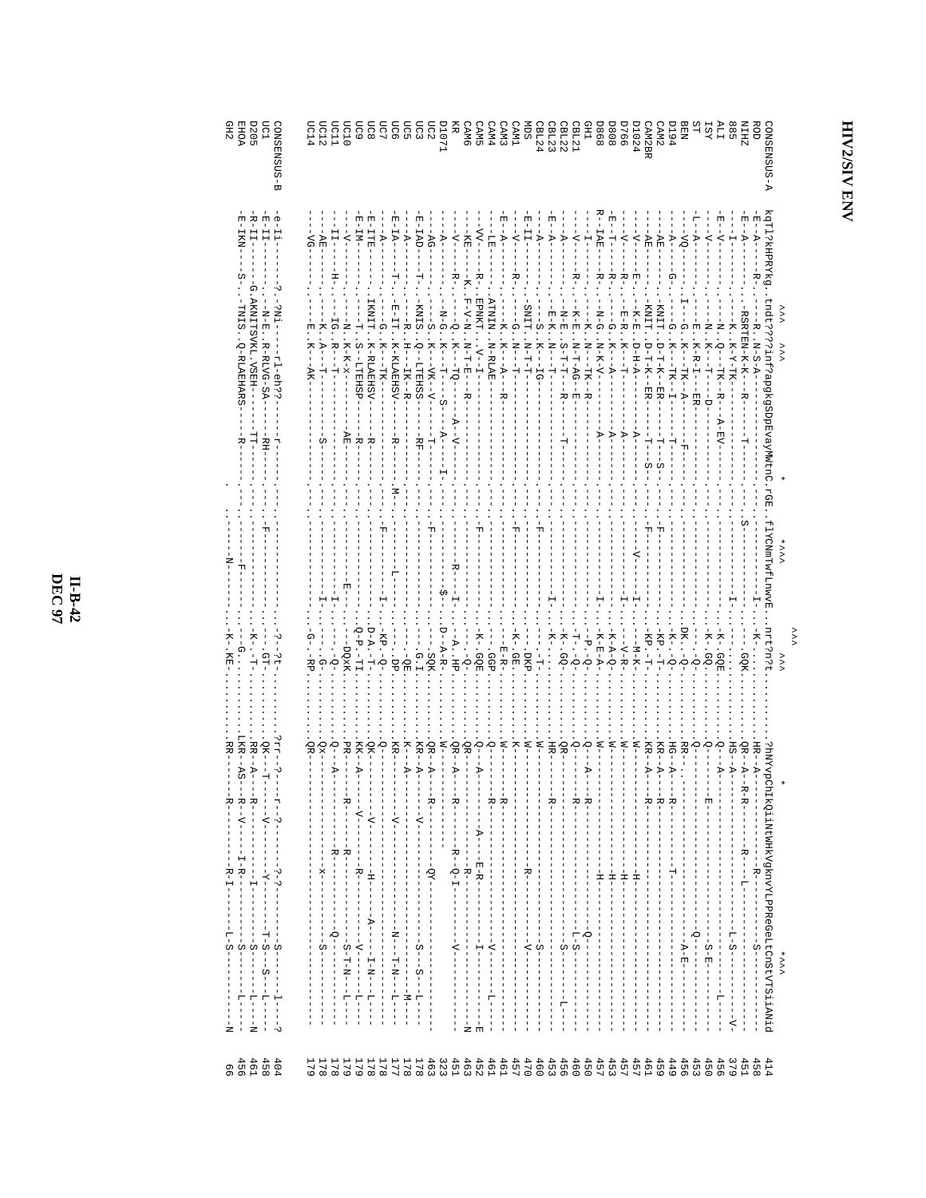# HIV2/SIV ENV

```
                ^^^   ^^^                  *        *^^^          ^^^    ^^^                   *                               *^^^
CONSENSUS-A  kqTl?kHPRYkg.tndt????inf?apgkgSDpEvayMWtnC.rGE.flYCNmTWfLnwvE.nrt?n?t........?hNYvpChIkQiiNtWhkVgknVYLPPReGeLtCnStVTSiiANid  414
ROD          E-A------R-.--R.-N-S-A----------------.---.------------I---.-K-........HR--A------------R----------S----------   458
NIHZ         E-A-------.--RSRTEN-K-K---R-----T-----.---S.------------I---.-GQK......QR--A--R-R--------R---L-----------------   451
885          --I-------.--K.-K-Y-TK---------------.---.------------I---.----......HS--A----------------------------L-S------   379
ALI          E--V------.--N.-Q--TK--R---A-EV------.---.--------------------.-K-GQE......Q---A-------------------------------L----   456
ISY          --V------.--N.-K---T---D-------------.---.--------------------.-K-GQ.......Q-----------E-------------------S-E---------   450
ST           L--A------.--E.-K-R-I---ER-----------.---.--------------------.--Q-.......Q---------------------------Q--------------   453
BEN          --VQ------.--I-.-G-K--TK-A-------F---.---.--------------------.DK--Q-.......RR----------------------------A-E---------   456
D194         --A-----G-.--G.-K--TK-I-------T-----.---.--------------------.--K--Q-......HG--A----R-----------T-----------------------   449
CAM2         --AE------.--KNIT.-D-T-K--ER------T--S-.---.F--------------------.--KP-T-......KR--A----R----------------------------   459
CAM2BR       --AE------.--KNIT.-D-T-K--ER------T---S.---.F--------------------.--KP-T-......KR--A----R----------------------------   461
D1024        --V------E--.--K-E.-D-H-A-------A------.---.------V------I---.--M-K-......W-----------H-----------   457
D766         --V------R--.--E-R.-K---T-------A------.---.------------I---.--V-R-......W-----------H-----------   457
D808         --E-T-----R--.--G.-K--A---------A---.---.--------.-K-A-Q-......W-----------H-----------   453
D868         R--IAE------R--.--N-G.-N-K-V--------A---.---.--------I---.-K-E-A-......W-----------H-----------   457
GH1          --I-------.--K.-N--TK-R-----.---.--------.--P-Q-......W------A----R--------Q-------   450
CBL21        --V------R--.--K-E.-N-T-AG-E------.---.--------.-T--Q-.......Q-----R--------L-S-------   460
CBL22        --A------.--N-E.-S-T-T--R------T-.---.--------.-K-GQ-......QR------------S------L--   456
CBL23        E--A------.--E-K.-N--T------.---.--------I---.-K-......HR-----R-----------   453
CBL24        --A------.--S.-K--IG------.---.F-------.------T-......W--------------S-------   460
MDS          E--II------.--SNIT.-N-T-T------.---.--------.--DKP-......W-----R-------V-------   470
CAM1         --V------R--.--G.-N--T------.---.F-------.-K-GE-......K--------------------   457
CAM3         E--A------.--K.-K--A--R------.---.--------.--E-R-......W-----R-------------   461
CAM4         --LE------.--ATNIN.-N-RLAE------.---.--------.--GGP-......Q-----R-----V-----L-   461
CAM5         --VV------R--.--EPNKT.-V-I-------.---.F-------.-K-GQE-......Q----A----R--A---E-R---I---E   452
CAM6         --KE------K--.--F-V-N.-N-T-E--R------.---.--------.--Q-......QR-----R-------   463
KR           --V------R--.--Q.-K--TQ------A-V--.---.---R-----I--.-A-HP......QR--A--R------R-Q-I----V--------N   451
D1071        --A------.--N-G.-K--T--S--A--I-.---.------$-.-D-A-R-......W   323
UC2          --AG------.--S.-K--VK-V--T------.---.F-------.--SQK-......QR--A--R----QY-------   463
UC3          E-IAD------T-.--KNIS.-Q--LTEHSS---RF-------.---.--------.--G-I-......KR--A---V------S--S--L   178
UC5          --A------.--R.-H--IK-R------.---.--------.--QE-......K---A-----------M-   178
UC6          E-IA------T-.--E-IT.-K-KLAEHSV----R---M-.---.-----L--.--DP-......KR------V--------N--T-N--L   177
UC7          --A------.--G.-K--TK------.---.F-------I--.-KP-Q-......Q----------   178
UC8          E-ITE------.--IKNIT.-K-RLAEHSV----R------.---.--------.-D-A-T-......QK------V-----H-----A---I-N---L   178
UC9          E-IM------.--T.-S--LTEHSP----R------.---.--------.-Q-P-TI-......KK--A------V-----R------V------L   179
UC10         --V------.--N.-K-K-x------AE------.---.---E----.--DQxK-......PR-------R-------R-----S-T-N---L   179
UC11         --II------H-.--IG.-R---T---------.---.--------I--.---Q-......Q---A----------R------Q------   178
UC12         --AE------.--K.-A---T------S------.---.--------I--.-G-......Qx-----------x-----S-----   178
UC14         --VG------.--E.-K---AK------.---.--------.-G--RP-......QR------------   179

CONSENSUS-B  e-Ii------?-.?Ni---rl-eh??-----r------.---.--------.--?-?t-......?rr--?--r-?-----?-?-----S----l--?   404
UC1          E-II------.--N-E.-R-RLVG-SA---RH------.---.F-------.---GT-......QK--T------V------Y-----T-S--S--L   458
D205         -R-II------G.AKNITSVKL.VSEH-----TT------.---.---F----I---.-K--T-......RR--A---R----------I------S------L---N   461
EHOA         -E-IKN------S-.TNIS.-Q-RLAEHARS----R------.---.---------.-K-KE-......LKR--AS--R-V------I-R------S------L   466
GH2          --------------------------.---.---N-------.-K-KE-......RR------R------R-I------L-S------------N   66
```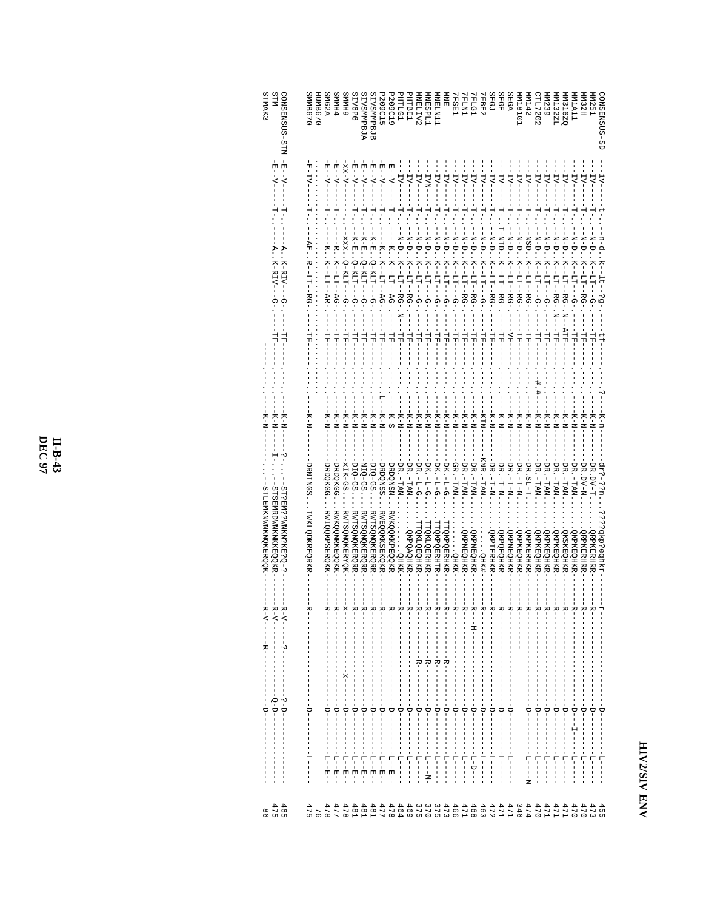# HIV2/SIV ENV

```
CONSENSUS-SD  --iv----t.--n-d..k--lt-?g-----tf-------.---?----K-n----drP.??n...????qkp?eqhkr-----r-------------D-------L----  455
MM251         --IV----T..--N-D..K--LT--G------TF--------.-------K-N----DR.DV-T......QRPKERHRR-----R-------------D-------L----  473
MM32H         --IV----T..--N-D..K--LT--RG-----TF--------.-------K-N----DR.DV-N......QRPKERHRR-----R-------------D-------L----  470
MM1A11        --IV----T..--N-D..K--LT--G------TF--------.-------K-N----DR.TAN.......QRPKEQHRR-----R-------------D---I---L----  470
MM3162Q       --IV----T..--N-D..K--LT--RG..N--ATF-------.-------K-N----DR.TAN.......QKSKEQHRR-----R-------------D-------L----  471
MM1322L       --IV----T..--N-D..K--LT--RG..N--TF--------.-------K-N----DR.TAN.......QKPKEQHRR-----R-------------D-------L----  471
MM239         --IV----T..--N-D..K--LT--G------TF--------.-------K-N----DR.TAN.......QKPKEQHRR-----R-------------D-------L----  471
CTL7202       --IV----T..--N-D..K--LT--G------TF--------.-#.#---K-N----DR.TAN.......QKPKEQHRR-----R-------------D-------L----  470
MM142         --IV----T..--NSD..K--LT--RG-----TF--------.-------K-N----DR.SL-T......QKPKERHRR-----R-------------D-------L---N  474
MM18101       --IV----T..--N-D..K--LT--RG-----TF--------.-------K-N----DR.-T-N......QKPKEQHRR-----R---------------           346
SEGA          --IV----T..--N-D..K--LT--RG-----VF--------.-------K-N----DR.-T-N......QKPNEQHRR-----R-------------D-------L----  471
SEGE          --IV----T..I-NID..K--LT--RG-----TF--------.-------K-N----DR.-T-N......QKPKEQHRR-----R-------------D-------L----  471
SEGJ          --IV----T..--N-D..K--LT--RG-----TF--------.-------K-N----DR.-T-N......QKPTERHRR-----R-------------D-------L----  472
7FBE2         --IV----T..--N-D..K--LT--G------TF--------.-------KIN----KNR.TAN.........QHK#-----R-------------D-------L----  463
7FLG1         --IV----T..--N-D..K--LT--RG-----TF--------.-------K-N----DR.-TAN......QKPNEQHRR-----R--H----------D-------L-D--  468
7FLN1         --IV----T..--N-D..K--LT--RG-----TF--------.-------K-N----DR.-TAN......QKPNEQHRR-----R-------------D-------L----  471
7FSE1         --IV----T..--N-D..K--LT--G------TF--------.-------K-N----GR.-TAN..........QHKK-----R-------------D-------L----  466
MNE           --IV----T..--N-D..K--LT--G------TF--------.-------K-N----DK.-L-G......TTQKPQERHRR-----R------R------D-------L----  473
MNELN11       --IV----T..--N-D..K--LT--G------TF--------.-------K-N----DK.-L-G......TTQKPQERHTR-----R------R------D-------L----  375
MNESPL1       --IVN---T..--N-D..K--LT--G------TF--------.-------K-N----DK.-L-G......TTQKLQERHRR-----R------R------D-------L---M-  370
MNELIV2       --IV----T..--N-D..K--LT--G------TF--------.-------K-N----DR.-L-G......TTQKLQEQHRR-----R------R------D-------L----  375
PHTBE1        --IV----T..--N-D..K--LT--RG-----TF--------.-------K-N----DR.-TAN......QKPQAQHRR-----R-------------D-------L----  469
PHTLG1        --IV----T..--N-D..K--LT--RG..N--TF--------.-------K-N----DR.-TAN..........QHKK-----R-------------D-------L----  464
P209C19       -E--V---T..--K..K--LT--AG-------TF--------.-------K-S----DRDQNSN...RWKQQKKPEQQKR-----R-------------D-------L--E-  478
P209C15       -E--V---T..--K..K--LT--AG-------TF--------.---L---K-N----DRDQNSS...RWEQQKKSEKQKR-----R-------------D-------L--E-  477
SIVSMMPBJB    -E--V---T..--K-E..Q-KLT--G------TF--------.-------K-N----DIQ-GS....RWTSQNQKERQRR-----R-------------D-------L--E-  481
SIVSMMPBJA    -E--V---T..--K-E..Q-KLT--G------TF--------.-------K-N----NIQ-GS....RWTSQNQKERQRR-----R-------------D-------L--E-  481
SIV6P6        -E--V---T..--K-E..Q-KLT--G------TF--------.-------K-N----DIQ-GS....RWTSQNQKERQRR-----R-------------D-------L--E-  478
SMMH9         -xx-V---....--xxx..Q-KLT--G------TF--------.-------K-N----xIK-GS....RWTSQNQKERYQK-----x-------x-----D-------L--E-  478
SMMH4         -E--V---T..--R..K--LT--AG-------TF--------.-------K-N----DRDQKGG...RWKQQNRKEQQKK-----R-------------D-------L----  477
SM62A         -E--V---T..--K..K--LT--AR-------TF--------.-------K-N----DRDQKGG...RWIQQKPSERQKK-----R-------------D-------L--E-  478
HUMB670       -:::::::::::::::::::::::::::::::::::::::::.:::::::::                                                            76
SMMB670       -E-IV---T..--AE..R--LT--RG------TF--------.-------K-N----DRNIGS....IWKLQDKREQRKR-----R-------------D-------L----  475

CONSENSUS-STM -E--V---T..-----A..K-RIV--G.-----TF--------.-------K-N----?.......ST?EM??WNKN?KE?Q-?-----R-V-------?-------?-D-----------  465
STM           -E--V---T..-----A..K-RIV--G.-----TF--------.-------K-N----I.......STSEMRDWNKNKKEQQKR-----R-V-----------------Q-D-----------  475
STMAK3                                 ----.---.---.-------K-N----.......STLEMKNWNKNQKERQQK-----R-V----R---------D-----------  86
```

II-B-43
DEC 97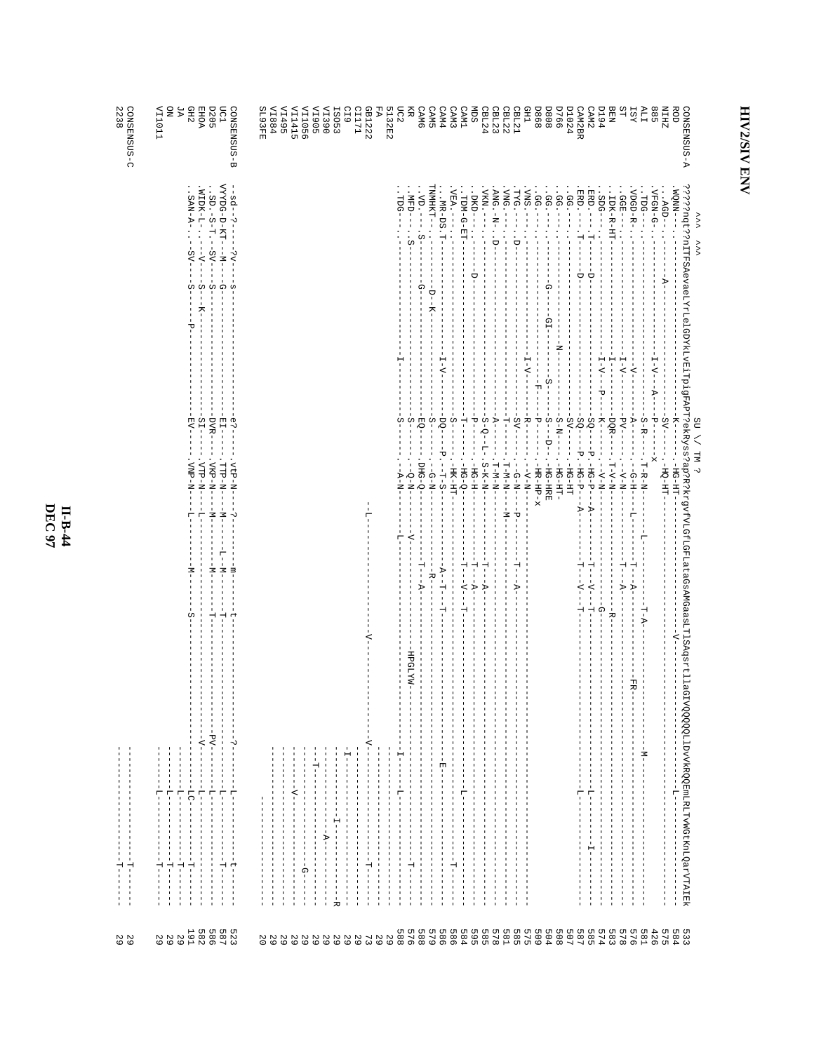# HIV2/SIV ENV

```
                 ^^^  ^^^                                                    SU \/ TM ?
CONSENSUS-A  ?????nqt?nITFSAevaeLYrLeIGDYkLvEiTpigFAPTekRyss?ap?R?krgvFVLGFLGFLataGsAMGaasLTlSAqsrtllaGIVQQQQQLLDVVKRQQEmLRLTVWGtKnLQarVTAIEk  533
ROD          .WQNN-.--------------------------------------K-----.HG-HT--------------------------V--------------------L--------------------------  584
NIHZ         ..AGD-.-------A-------------------------------SV----.HQ-HT-----------------------------------------------------------------------  575
885          .VFGN-G.-----------------I-V---A---P-----x                                                                                        426
ALI          .TDG--.-----------------I-V----------S-R---.T-R-N-------L-----------T-A-----------------M------------------------------------  581
ISY          .VDGD-R.-----------------V-----------A-----.-G-H----L-----T--A-----------FR-----------------------------------------------  576
ST           .GGE--.-----------------I-V----------PV----.-V-N-----------T--A-----------------------------------------------------------  578
BEN          .IDK-R-HT----------------I-----------DQR---.T-V-N--------------------R-------------------------------------------------------  583
D194         .SDG--.-------------------I-V---P----K-----.-V-N--------------------G-----------------------------------------------------------  574
CAM2         .ERD--.---T-----D--------------------SQ----P.HG-P---A-----T--V--T------------------------L---------I-------------------------  585
CAM2BR       .ERD--.---T-----D--------------------SQ----P.HG-P---A-----T--V--T------------------------L-----------------------------------  587
D1024        .GG---.-------------------------------SV----.HG-HT                                                                                507
D766         .GG---.--------------------N----------S-N---.HG-HT-                                                                               508
D808         .GG---.--------G------------------S--S----D-.HG-HRE                                                                               504
D868         .GG---.--------GI------S----F-----P-----.HR-HP-x                                                                                 509
GH1          .VNS--.------------------I-V---------R------.-V-N---------------------------------------------------------------------------------  575
CBL21        .TYG--.---D--------------------------SV-----.-G-N---P-----T--A-----------------------------------------------------------------  585
CBL22        .VNG--.-------------------------------T-----.T-M-N---M-----------------------------------------------------------------------------  581
CBL23        .ANG-.N.--D--------------------------A------.T-M-N----------------------------------------------------------------------------------  578
CBL24        .VKN--.-------------------------------S-Q--L-.S-K-N---------T--A---------------------------------------------------------------  585
MDS          .DKD--.-------D----------------------P------.HG-H-----------T--A---------------------------------------------------------------  595
CAM1         .TDM-G-ET----------------------------T------.HG-Q-----------T--V--T-------------------------L------------------T----------------  584
CAM3         .VEA--.------------------------------S------.HK-HT----------------------------------------------------------------------------  586
CAM4         .-MR-DS.T------------------I-V-------DQ----P-.T-S-----------A--T--T-------------------E------------------------------------------  586
CAM5         TNMHKT-.--------D-K------------------S------.G-N------------R----------------------------------------------------------------------  579
CAM6         .VD.---.S------G----------------------EQ-----.DHG-Q----------T---A-------------------------------------------------------------------  588
KR           .MFD--.S------------------------------S------.Q-N--V-------------------HPGLYW-----------------------------------------------------  576
UC2          .TDG--.-----------------I-------------S------.A-N---L-------------------------------I------L--------------------T------------------  588
5132E2                                                                                                                     ------------  29
FA                                                                                                                         ------------  29
GB1222                                                        --L-------------------V----------------------V--------------T---------  73
CI171                                                                                                                      ------------  29
CI9                                                                                                                        -I------------  29
ISO53                                                                                                                      -------I----------R  29
VI390                                                                                                                      ---------A-------  29
VI905                                                                                                                      -T------------  29
VI1056                                                                                                                     -----------G----  29
VI1415                                                                                                                     ------V-------  29
VI495                                                                                                                      ------------  29
VI884                                                                                                                      ------------  29
SL93FE                                                                                                                     -----------  20

CONSENSUS-B  -sd-?---?v---s---------------------e?-----vtP-N---?------m----t---------------------?------L----------t-----  523
UC1          VYYDG-D-KT--M--G----------------------EI----TTP-N---M------L-M----T-----------------------L-----------T-----  587
D205         .SD.-S-T.-SV---S----------------------DVR----VKP-N---M---------M----T--------------------PV------L-------------  586
EHOA         .WIDK-L-.--V-----S---K-----------------SI-----VTP-N---L---------------------------------V------L-------------  582
GH2          .SAN-A-.-SV---S--------P----------------EV----VNP-N---L---------M--------S------------------LC-----T----------  191
JA                                                                                                                -------T-----  29
ON                                                                                                                -------T-----  29
VI1011                                                                                                            ----L------T-----  29

CONSENSUS-C                                                                                                       ----------T-----  29
2238                                                                                                              ----------T-----  29
```

II-B-44
DEC 97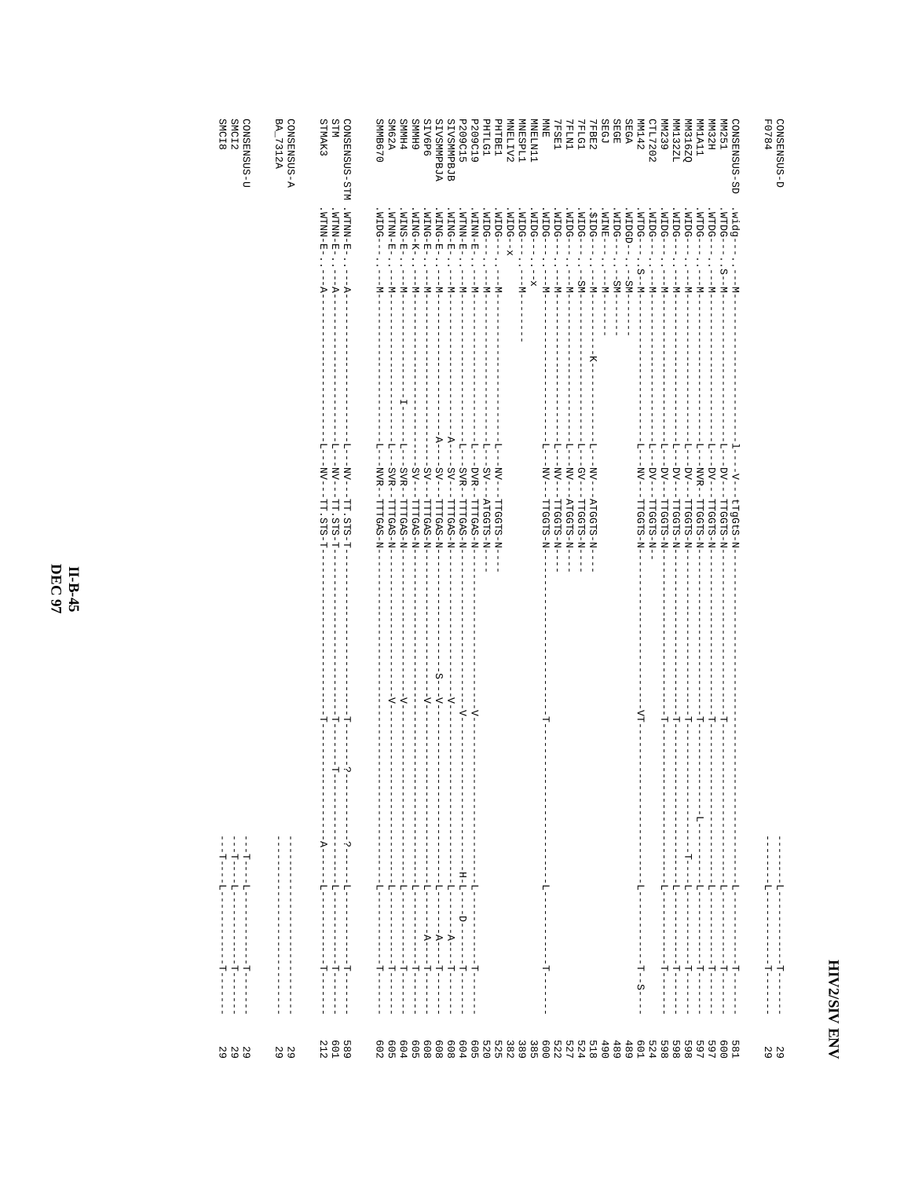```
CONSENSUS-D   ---------L------------T-----                                                          29
F0784         ---------L------------T-----                                                          29

CONSENSUS-SD  .widg-...-M----------------l---V--tTgGtS-N-------------------------L---------T-----   581
MM251         .WTDG-..S-M-------------L--DV--TTGGTS-N------T---------------L---------T-----        600
MM32H         .WTDG-...-M-------------L--DV--TTGGTS-N------T---------------L---------T-----        597
MM1A11        .WTDG-...-M-------------L--NVR-TTGGTS-N------T---------------L---------T-----        597
MM316ZQ       .WIDG-...-M-------------L--DV--TTGGTS-N------T------------T--L---------T-----        598
MM132ZL       .WIDG-...-M-------------L--DV--TTGGTS-N------T---------------L---------T-----        598
MM239         .WIDG-...-M-------------L--DV--TTGGTS-N------T---------------L---------T-----        598
CTL7202       .WIDG-...-M-------------L--DV--TTGGTS-N-                                              524
MM142         .WTDG-..S-M-------------L--NV--TTGGTS-N------VT--------------L---------T--S--        601
SEGA          .WIDGD-..-SM------                                                                    489
SEGE          .WIDG-..-SM------                                                                     489
SEGJ          .WINE-...-M------                                                                     490
7FBE2         .$IDG-...-M--------K----L--NV--ATGGTS-N---                                            518
7FLG1         .WIDG-..-SM-------------L--GV--TTGGTS-N---                                            524
7FLN1         .WIDG-...-M-------------L--NV--ATGGTS-N---                                            527
7FSE1         .WIDG-...-M-------------L--NV--TTGGTS-N---                                            522
MNE           .WIDG-...-M-------------L--NV--TTGGTS-N------T---------------L---------T-----        600
MNELN11       .WIDG-...-X                                                                           385
MNESPL1       .WIDG-...-M------                                                                     389
MNELIV2       .WIDG--X                                                                              382
PHTBE1        .WIDG-...-M-------------L--NV--TTGGTS-N---                                            525
PHTLG1        .WIDG-...-M-------------L--SV--ATGGTS-N---                                            520
P209C19       .WINN-E..-M-------------L--DVR-TTTGAS-N------V---------------L---------T-----        605
P209C15       .WTNN-E..-M-------------L--SVR-TTTGAS-N------V-------------H-L---D-----T-----        604
SIVSMMPBJB    .WING-E..-M-------------A--SV--TTTGAS-N------V---------------L----A----T-----        608
SIVSMMPBJA    .WING-E..-M-------------A--SV--TTTGAS-N---S--V---------------L----A----T-----        608
SIV6P6        .WING-E..-M----------------SV--TTTGAS-N------V---------------L---A-----T-----        608
SMMH9         .WING-K..-M----------------SV--TTTGAS-N----------------------L---------T-----        605
SMMH4         .WINS-E..-M---------I---L--SVR-TTTGAS-N------V---------------L---------T-----        604
SM62A         .WTNN-E..-M-------------L--SVR-TTTGAS-N------V---------------L---------T-----        605
SMMB670       .WIDG-...-M-------------L--NVR-TTTGAS-N----------------------L---------T-----        602

CONSENSUS-STM .WTNN-E..-A-------------L--NV--TT.STS-T------T------?-----?---L---------T-----        589
STM           .WTNN-E..-A-------------L--NV--TT.STS-T------T------T--------L---------T-----        601
STMAK3        .WTNN-E..-A-------------L--NV--TT.STS-T------T-----------A---L---------T-----        212

CONSENSUS-A   ---------------------                                                                 29
BA_7312A      ---------------------                                                                 29

CONSENSUS-U   --T---L----------T-----                                                               29
SMCI2         --T---L----------T-----                                                               29
SMCI8         --T---L----------T-----                                                               29
```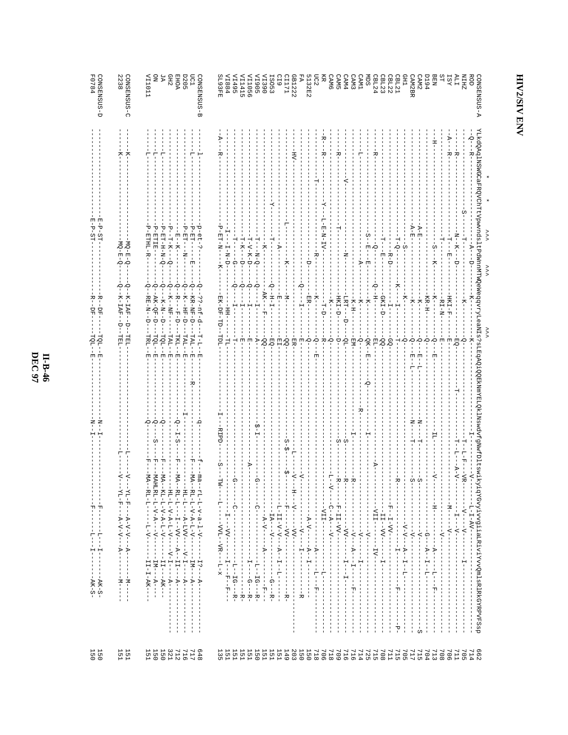# HIV2/SIV ENV

```
              *   *         ^^^      ^^^                ^^^
CONSENSUS-A   YLkdQAqlNSWGCaFRQVChTtVpwvndslEPdWnnMTWQeWeqqvryLeaNIs?sLEqAQiQQEkNmyELQkLNswdvfgNwfDltswikyiqYGvyivvgiiaLRivIYvvQmlsRlRkGYRPVFSsp  662
ROD           -Q--R--------------------------A---D--------K----------K---------------------------I------------------V------L-I-AV-----------------------  714
NIHZ          ----R--------------S-----------T-------------K--------Q---------------------------T-L-F--VR-------V---V------------I------------  705
ALI           ----R----------------------------N--K---D--------K--------EQ-----------T-------------T--L-----A-V--------I---V-------------------  711
ISY           -A--R----------------------------T----E--------HKI-F------E-------------------------------------M-----V-------------------------  706
ST            -------------------------------T--------------RI-N------E---------------------------------------------V-----------------------  708
BEN           --H------------------------------S---K--------K---------Q---E-----------------IL---------V-------H-------------A----L--F--------  713
D194          ----------------------------------------------KR-H------Q------------------------------------------------G---A--I--L----------  704
CAM2          -----------------------------A-E----------------K-------Q--E-L--------------N---T-------S----------V-------------------------S  715
CAM2BR        -----------------------------A-E----------------K-------Q--E-L--------------N---T-------S----------V-------------------------  717
GH1           ------------------------------S-----------------K-------Q--------------------------------------------V-V---A--I--L------------  705
CBL21         -----------------------------T-Q---------K---I----------T-------------------------------R-------------------I---------F------P  715
CBL22         ---------------------------------R-D------------I-------GQ-------------------------------------F-I-VV--------------------------  711
CBL23         -----------------------------T----E-------------GKI-D---QQ----------------------------------------II-VV--------I-------------  708
CBL24         ----R-----------------------Q-----------Q-H-----------EL-------------------------A----------VII------IV---------------------  715
MDS           ---------------------------S--E---E-------------K-------QK--E----Q-----------I-------------------V--------------------------  725
CAM1          ----L--------------------------------A------K-----------Q---------------------------------------V---I---------------------  714
CAM3          ------------------------------------------------K-H-----EM----------------I------R-----------------V---A--I--------F---------  716
CAM4          -----------------------V----------N--------LRT---D------QL--------R-------S--------R-------------VV------I---I--------------  716
CAM5          ----R-------------------------T-----------------HKI-D---D-----------------S--------R--------F-II-VV---------I--L----------  709
CAM6          ---------------------------------------------K----------Q-------------------------L-V-----C-A---V---------------------------  718
KR            -R--R---------------Y-L-E-N-IV-----------------T-D------R------------------------------------VII------------L-------------  706
UC2           ------------T--------------------R----------K----------Q---E-----------------------------------------A-----L--F-----------  718
5132E2        ----------------------------------D-------------ER------Q-----------------------------------A-V------A--I------------------  150
FA            ---------------------------------------------Q---I------E--------------------------V------V------I-----------R------------  150
GB1222        ----HV-------------------------------------------------ER-------------------L----V--H---V-----VV--------------------------  203
CI171         -------------------L--------------K-------------M-------QQ-----------------S-$------$-----F----VV--------------R----------  149
CI9           ----------------------------A-----K------------E--------EI----------------------------L-II-V-V---A--I--L-------R--------  151
ISO53         ----------------Y-----------T------------Q-H-I----------EQ---------------------------------IA--V----------G--R---------  151
VI390         ------------------------------K----------AK---F---------QQ--------------------------------A-V------A-----------F-------  151
VI905         -----------------------------T--N-Q--------Q----I-------A----------$-I------G------C-------------------L---IG--R-------  150
VI1056        -----------------------------T-V-K-D-------Q----I-------E-------------------A-------------------I-----G--R-------------  151
VI1415        -----------------------------T-K--D--------Q----I-------E---------------------------------------------------R--------  151
VI495         ------------------------------T------G-----Q----I------T-----------------G------C-----------------L--IG--R-------------  151
VI884         -----------------------------I--I-N-D--------HH---------TL-------------------------------I---VV-------I--F--F---------  151
SL93FE        --A---R------------------P-ET-N---K-------EK-DF-TD--TDL--------I--RIPD---S--TW---L----VVL-VR---L-x-------------------  135

CONSENSUS-B   ----l---------------------p-et-?------Q-??-nf-d---T-L--E--------q-------f---ma--rL-L-v-a-l-V----I?---A------------  648
UC1           ----L---------------------P-ET----E---Q-KR-NF-D---TAL--E---R-----------F---MA--RL-L-V-A-L-V----IM---A------------  717
D205          --------------------------P-ET---N----Q-K--HF-D---TAL--E-------I--------------HL-L---A-LVV----V-I---A------------  716
EHOA          ---------------------------E--K-------Q-R---F-D---TKL--E--------Q-I-S---F---MA--RL-L---I--VV---A--II---A----------  712
GH2           -------------------------P--T-K---Q---Q-K--NF-----TAL--E------------------------HL-L-V-A-L-V----V-I---A----------  321
JA            ----L---------------------P-ET-H-N-Q--Q--K-N--D---TQL--E--------Q-------F---MA--KL-L-V-A-L-V----II---AK---------  150
ON            ----L---------------------P-ETIE------Q-AK-QF-D---TQL--E--------Q---S---F---MAHLRL-L-V-A--V----IM---A------------  150
VI1011        ----L---------------------P-ETHL-R----Q-RE-N--D---TRL--E--------Q-------F---MA--RL-L------L-V----II-I-AK---------  151

CONSENSUS-C   ----K--------------------MQ-E-Q-------Q-K-IAF--D--TEL-----------------L--------V---YL-F---A-V-V---A-----M------  151
2238          ----K--------------------MQ-E-Q-------Q-K-IAF--D--TEL-----------------L--------V---YL-F---A-V-V---A-----M------  151

CONSENSUS-D   -----------------------E-P-ST---------R---DF------TQL--E--------N-I--------------------F--------L---I-----AK-S-  150
F0784         -----------------------E-P-ST---------R---DF------TQL--E--------N-I--------------------F--------L---I-----AK-S-  150
```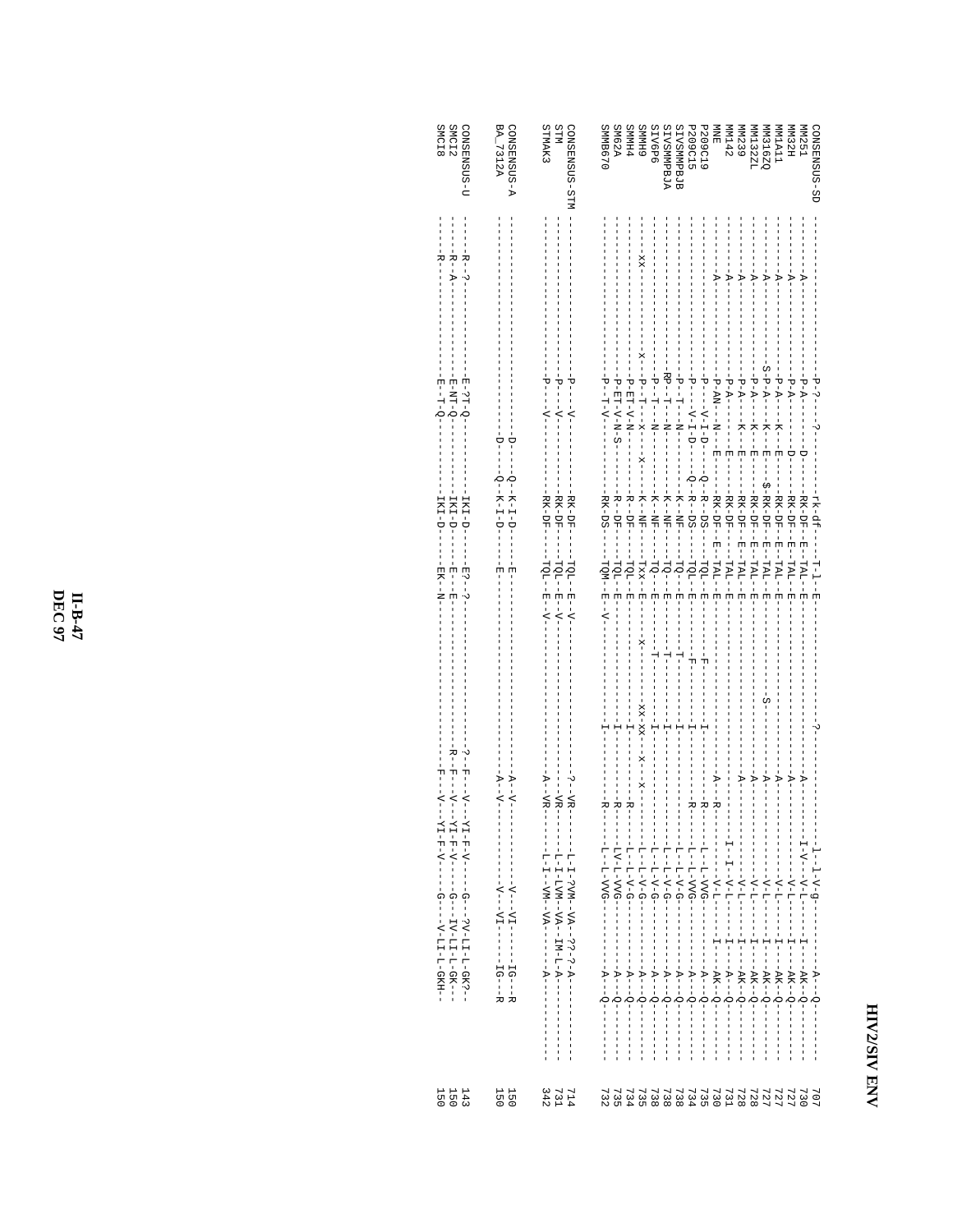```
CONSENSUS-SD  -----------P-?-----?-----rk-df---T-l--E------------------------?-------------l--l-V-g---------A---Q-------  707
MM251         -----A-----P-A-----------D----RK-DF--E--TAL--E-------------------------A--------I-V---V-L-------I----AK--Q-------  730
MM32H         -----A-----P-A-----------D----RK-DF--E--TAL--E-------------------------A-------------V-L-------I----AK--Q-------  727
MM1A11        -----A-----P-A-----K----E-----RK-DF--E--TAL--E-------------------------A-------------V-L-------I----AK--Q-------  727
MM316ZQ       -----A----S-P-A-----K----E----$-RK-DF--E--TAL--E--------------S--------A-------------V-L-------I----AK--Q-------  727
MM132ZL       -----A-----P-A-----K----E-----RK-DF--E--TAL--E-------------------------A-------------V-L-------I----AK--Q-------  728
MM239         -----A-----P-A-----K----E-----RK-DF--E--TAL--E-------------------------A-------------V-L-------I----AK--Q-------  728
MM142         -----A-----P-A-----------E----RK-DF-----TAL--E-------------------------------I--I---V-L-------I----A---Q-------  731
MNE           -----A-----P-AN---N----E------RK-DF--E--TAL--E--------------------A---R---------------V-L-------I----AK--Q-------  730
P209C19       -----------P-----V-I-D----Q-R--DS----TQL--E-------------I--------R-------L--L-VVG---------A---Q-------  735
P209C15       -----------P-----V-I-D----Q-R--DS----TQL--E-------F-----I--------R-------L--L-VVG---------A---Q-------  734
SIVSMMPBJB    -----------P--T---N-------K---NF-----TQ---E-------T-----I----------------L--L-V-G---------A---Q-------  738
SIVSMMPBJA    -----------RP--T---N-------K---NF-----TQ---E-------T-----I----------------L--L-V-G---------A---Q-------  738
SIV6P6        -----------P--T---N-------K---NF-----TQ---E-------T-----I----------------L--L-V-G---------A---Q-------  735
SMMH9         ------XX---X--P--T---X-----X---K---NF-----TXX--E-------X-----XX-XX---X---X-----L--L-V-G---------A---Q-------  734
SMMH4         -----------P-ET--V-N-------R---DF-----TQL--E-------------I--------R-------L--L-V-G---------A---Q-------  734
SM62A         -----------P-ET--V-N-S-----R---DF-----TQL--E-------------I--------R-------LV-L-VVG--------A---Q-------  735
SMMB670       -----------P--T--V---------RK-DS-----TQM--E--V----------I--------R-------L--L-VVG---------A---Q-------  732

CONSENSUS-STM -----------P-------V--------RK-DF-----TQL--E--V---------------------?--VR------L-I-?VM--VA--??-?-A--------  714
STM           -----------P-------V--------RK-DF-----TQL--E--V-----------------------VR------L-I-LVM--VA--IM-L-A--------  731
STMAK3        -----------P-------V--------RK-DF-----TQL--E--V----------------------A--VR------L-I--VM--VA------A--------  342

CONSENSUS-A   -------------------D-----Q-K-I-D-----E---------------------------A--V-------------V---VI-------IG---R  150
BA_7312A      -------------------D-----Q-K-I-D-----E---------------------------A--V-------------V---VI-------IG---R  150

CONSENSUS-U   -----R--?-------E-?T-Q-----------IKI-D-----E?--?------------------?--F---V---YI-F-V-----G---?V-LI-L-GK?-  143
SMCI2         -----R--A-------E-NT-Q-----------IKI-D-----E---E------------------R--F---V---YI-F-V-----G---IV-LI-L-GK--  150
SMCI8         -----R----------E--T-Q-----------IKI-D-----EK--N------------------F---V---YI-F-V-----G---V-LI-L-GKH-  150
```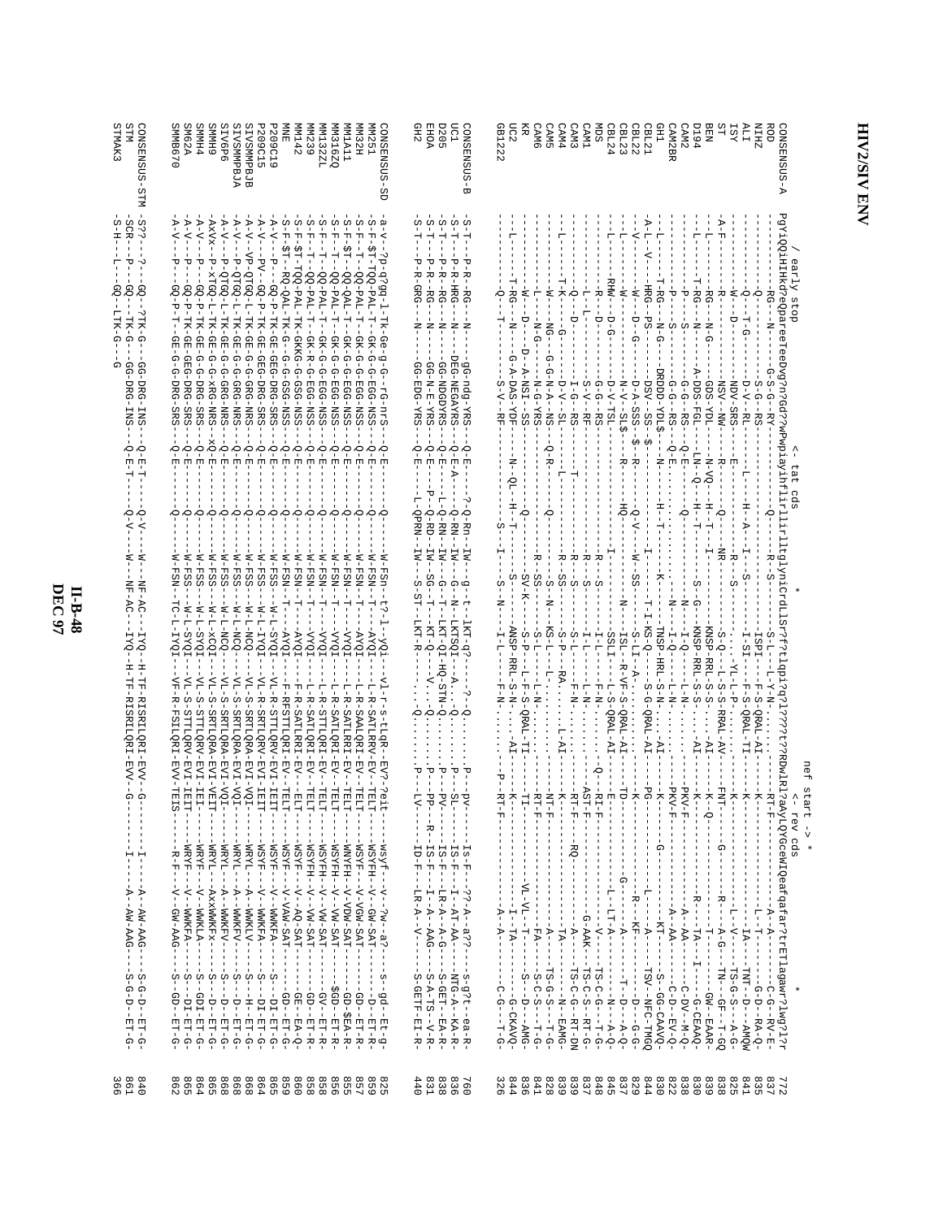# HIV2/SIV ENV

```
                     / early stop                            <- tat cds                *                              nef start -> *
                                                                                                                      <- rev cds                      *
CONSENSUS-A  PgyiQqiHIHkdrePqpareeTeeDvg?n?Gd?WpWpiayihFlirlliirlltglynicrdLlsr?frtLqpi?q?l??????RDwlRl?aAyLQYGcewlQeafqafar?trEtlagawr?lwg?l?r  772
ROD          --------RG---N---------G-S-G--RY--------------Q-------R--S--------------S-L---L-Y-N---------------RT-F--------------------A--A--------C-G--RV-E-  837
NIHZ         --------Q-------------S-G--RS-------------------------------------------ISPI---F-S-QRAL-AI---------K---------------------L--T-------G-D--RA-Q-  835
ALI          --------Q--T-G--------D-V--RL----------L----H--A---I---S---------------I-SI---F-S-QRAL-TI---------K---------------------IA---TNT--D---AMQW  841
ISY          --------W---D---------NDV-SRS---------E-------------R-----S--------------...-YL-L-P-.............---K---------------------L--V-----TS-G-S---A-G-  825
ST           --------R-------------NSV--NW---------R-----NR-------------------------S-Q---L-S-S-RRAL-AV--------FNT-------G---------R----A-G---TN--GF-T-GQ  838
BEN          A-F-----RG---N-G------GDS-YDL---------N-VQ---H--T--I-----------------KNSP-RRL-S-S-...---AI-------K--Q-----------------T--------GW--EAAR-  839
D194         --L-----T-RG---N------A-DDS-FGL--------LN-Q---H--T---------S--G------KNSP-RRL-S-S-...---AI-------K-------------------R----TA---I-----G-CEAAQ  830
CAM2         --------P---S---------G-G--RS---------Q-------------------------------I-Q---L-N-..........--------PKV-F-----------------A---AA------C-DV--M-Q-  838
CAM2BR       --------P---S---------G-G--RS---------Q-E.......................N---I-Q---L-N-..........--------PKV-F-----------------A---AA------C-D--EV-Q-  822
GH1          --L-----T-RG---N-G----DRDD-YDL$---N--------H---T-------K---------TNSP-HRL-S-N-...---AI-------K----------G-------------KT--------S--GG-CAAVQ  830
CBL21        A-L--V---HRG--PS------DSV-SS-$----------------------------I------T-I-KS-Q-----S-G-QRAL-AI-----PG---------------L---------A------TSV-NFC-TMGQ  844
CBL22        --V-----W---D--G------D-A-SSS--$--R-------Q-V---W--SS--------------S-LI--A-.........------K----------------R---KF----------D--G-G-  829
CBL23        --------W-----------N-V--SL$---R----------HQ-----------------N-----ISL--R-VF-S-QRAL-AI-----TD-----------G------A---------T--D--A-Q-  837
CBL24        --L-----RMW--D-G------D-V-TSL--------------I--------------------SSLI--L-S-QRAL-AI-----E----------------L--LT-A-------N--A-Q-  845
MDS          --------R---D---------G-G--RS--------------R---S-------------------I-L--F-N-.......----Q--RI-F-----------------V------TS-C-G--T-G-  848
CAM1         --------L-L-----------S-V--RF--------------R---S-------------------I-L--L-N-.........----AST-F-----------------G-AAK---TS-C-S--RT-G-  837
CAM3         --------Q---D---------I-G--RS----------T-------R---S-------------------S-L---F-N-.........---AST-F---RQ-----------A----TS-C-G--RT-DN  839
CAM4         --L-----T-K----G------D-V--SL------L-------R--SS-------------------S-P--RA-.........L-AI------K--------------------TA----------N--EAMG-  839
CAM5         --------W---NG--------G-G-N-A--NS--Q-R--Q----------S--N------KS-L--L-..........---NT-F--------------------A------TS-G-S--T-G-  828
CAM6         --L-----L----N-G------N-G-YRS-----------R--SS-------------------S-L---L-N-...........---RT-F--------------------FA-----S-C-S--T-G-  841
KR           --------W---D----D----A-NSI--SS------Q-------S-V-K-------------S-P--L-F-S-QRAL-TI-------TI---------VL-VL--T-----------S---D---AMG-  836
UC2          --L-----T-RG---N------G-A-DAS-YDF------N--QL--H--T-----S--------ANSP-RRL-S-N-.....AI-------K---------------------I--TA-------G-CKAVQ  844
GB1222       ---Q------T-----------S-V--RF--------------S---I---S--N----I-L-----F-N-...........P--RT-F--------------------A---A-------C-G--T-G-  326

CONSENSUS-B  -S-T----P-R--RG----N----gG-ndg-YRS-----Q-E---?-Q-Rn-IW---g-t--lKT-q?-----?--Q--......P---pv-----Is-F--??-A--a??------s-g?t--ea-R-  760
UC1          -S-T----P-R-HRG----N----DEG-NEGAYRS-----Q-E-A----Q-RN-IW---G--N--LKTSQI--A.....Q--.........P---SL-----IS-F---I--AT-AA-----NTG-A--KA-R-  836
D205         -S-T----P-R--RG----N----GG-NDGDYRS-----Q-E----L-Q-RN-IW---G--T--LKT-QI-HQ-STN-Q-.........P---PV-----IS-F---LR-A--A-G------S-GET--EA-R-  838
EHOA         -S-T----P-R--RG----N----GG-N-E-YRS-----Q-E----P--Q-RD-IW---SG--T--KT-Q-----V.....Q--.........P---PP---R---IS-F---I--A--AAG------S-A-TS--V-R-  831
GH2          -S-T----P-R-GRG----N----GG-EDG-YRS-----Q-E-----L-QPRN-IW---S-ST--LKT-R-.......P---LV-----ID-F---LR-A--V-------S-GETF-EI-R-  440

CONSENSUS-SD -a-V--?p-q?g-l-Tk-Ge-g-G--rG-nrS-----Q-E--------Q-----W-FSn--t?-l--yQi-----Vl-r-s-tLqR--EV?-?eit------wsyf--v--?w--a?------s--gd--Et-g-  825
MM251        -S-F-$T-TQQ-PAL-T--GK-G-G-EGG-NSS-----Q-E--------Q-----W-FSN---T---AYQI-----L-R-SATLRRV-EV--TELT------WSVFH--V--GW-SAT--------D--ET-R-  859
MM32H        -S-F--T---QQ-PAL-T--GK-G-G-EGG-NSS-----Q-E--------Q-----W-FSN---T---AYQI-----L-R-SAALQRI-EV--TELT------WSVF--V-VGW-SAT--------GD--ET-R-  857
MM1A11       -S-F-$T---QQ-QAL-T--GK-G-G-EGG-NSS-----Q-E--------Q-----W-FSN---T---VYQI-----L-R-SATLRRI-EV--TELT------WNVFH--V-VDW-SAT--------GD-$EA-R-  855
MM316ZQ      -S-F--T---QQ-PAL-T--GK-G-G-EGG-NSS-----Q-E--------Q-----W-FSN---T---VYQI-----L-R-SATLQRI-EV--TELT------WSVFH--V--VW-SAT-------$GD--ET-R-  856
MM1322L      -S-F--T---QQ-PAL-T--GK-G-G-EGG-NSS-----Q-E--------Q-----W-FSN---T---VYQI-----L-R-STTLQRI-EV--TELT------WSVFH--V--VW-SAT--------GV--ET-R-  858
MM239        -S-F--T---QQ-PAL-T--GK-R-G-EGG-NSS-----Q-E--------Q-----W-FSN---T---VYQI-----L-R-SATLQRI-EV--TELT------WSVFH--V--VW-SAT--------GD--ET-R-  858
MM142        -S-F-$T-TQQ-PAL-TK-GKKG-G-GSG-NSS-----Q-E--------Q-----W-FSN---T---AYQI-----F-R-SATLRRI-EV---ELT-----WSVF--V--AQ-SAT--------GE--EA-Q-  860
MNE          -S-F-$T---RQ-QAL-TK-G-G-G-GSG-NSS-----Q-E--------Q-----W-FSN---T---AYQI-----F-RESTTLQRI-EV--TELT------WSVF--V-VAW-SAT--------GD--ET-G-  859
P209C19      -A-V-----P----QQ-P-TK-GE-GEG-DRG-SRS-----Q-E--------Q-----W-FSS---W-L-LYQI-----VL-R-SRTLQRV-EVI-IEIT------WSVF--V--WWKFA--------S--DI-ET-G-  865
P209C15      -A-V-----PV---QQ-P-TK-GE-GEG-DRG-SRS-----Q-E--------Q-----W-FSS---W-L-SYQI-----VL-R-SRTLQRV-EVI-IEIT------WSVF--V--WWKFA--------S--DI-ET-G-  864
SIVSMMPBJB   -A-V--VP-QTQQ-L-TK-GE-G-G-GRG-NRS-----Q-E--------Q-----W-FSS---W-L-NCQ------VL-S-SRTLQRA-EVI-VQI------WRYL--A--WWKLV--------S--H--ET-G-  868
SIVSMMPBJA   -A-V-----P-QTQQ-L-TK-GE-G-G-GRG-NRS-----Q-E--------Q-----W-FSS---W-L-NCQ------VL-S-SRTLQRA-EVI-VQI------WRYL--A--WWKLV--------S--D--ET-G-  868
SIV6P6       -A-V-----P-QTQQ-L-TK-GE-G-G-GRG-NRS-----Q-E--------Q-----W-FSS---W-L-NCQ------VL-S-SRTLQRA-EVI-VQI------WRYL--A--WWKFV--------S--D--ET-G-  868
SMMH9        -AxVx---P-xTQQ-L-TK-GE-G-xRG-NRS--xQ-E--------Q-----W-FSS---W-L-xCQI-----VL-S-SRTLQRA-EVI-VEIT------WRYL---AxxWWKFx--------S--D--ET-G-  865
SMMH4        -A-V-----P-----QQ-P-TK-GE-G-G-DRG-SRS-----Q-E--------Q-----W-FSS---W-L-SYQI-----VL-S-STTLQRV-EVI-IEI-------WRYF--V--WWKLA--------S--GDI-ET-G-  864
SM62A        -A-V-----P-----QQ-P-TK-GE-GEG-DRG-SRS-----Q-E--------Q-----W-FSS---W-L-SYQI-----VL-S-STTLQRV-EVI-IEIT------WRYF--V--WWKFA--------S---DI-ET-G-  865
SMMB670      -A-V-----P-----QQ-P-T--GE-G-G-DRG-SRS-----Q-E--------Q-----W-FSN--TC-L-IYQI-----VF-R-FSILQRI-EV-TEIS------R-F--V--GW-AAG--------S--GD--ET-G-  862

CONSENSUS-STM -S??---?----GQ---?TK-G---GG-DRG-INS-----Q-E-T--------Q-V-----W---NF-AC---IYQ--H-TF-RISRILQRI-EVV--G--------I--------A--AW-AAG------S-G-D--ET-G-  840
STM          -SCR---P-----GQ---TK-G---GG-DRG-INS-----Q-E-T--------Q-V-----W---NF-AC---IYQ--H-TF-RISRILQRI-EVV--G--------I--------A--AW-AAG------S-G-D--ET-G-  861
STMAK3       -S-H---L----GQ--LTK-G---G--------------------------------------------------------------------------------------------------  366
```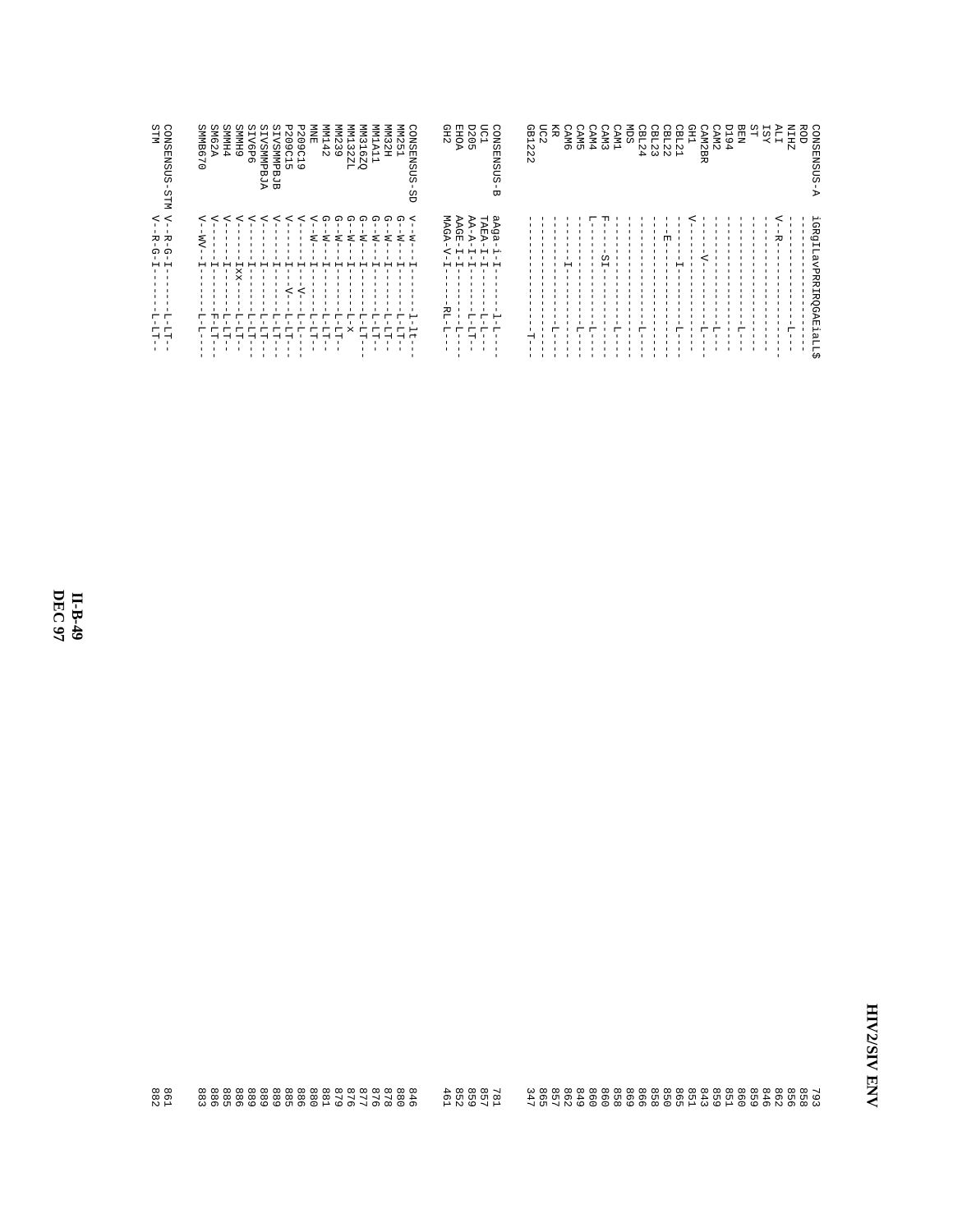```
CONSENSUS-A   iGRgILavPRRIRQGAEiaLL$   793
ROD           ------------------L---   858
NIHZ          ---------------L---      856
ALI           V--R--------------       862
ISY           ------------------       846
ST            ------------------       859
BEN           --------------L---       860
D194          ------------------       851
CAM2          --------------L---       859
CAM2BR        ------V-------L---       843
GH1           V-----------------       851
CBL21         ------I-------L---       865
CBL22         ------------------       850
CBL23         ---E--------------       858
CBL24         --------------L---       866
MDS           ------------------       869
CAM1          --------------L---       858
CAM3          F----SI-----------       860
CAM4          L-------------L---       860
CAM5          --------------L---       849
CAM6          ------I-----------       862
KR            --------------L---       857
UC2           ------------------       865
GB1222        --------------T---       347

CONSENSUS-B   aAga-i-I------l-L---     781
UC1           TAEA-I-I------L-L---     857
D205          AA-A-I-I------L-LT--     859
EHOA          AAGE-I-I------L-LT--     852
GH2           MAGA-V-I------RL-L--     461

CONSENSUS-SD  v--w---I------l-lt--     846
MM251         G--W---I------L-LT--     880
MM32H         G--W---I------L-LT--     878
MM1A11        G--W---I------L-LT--     876
MM316ZQ       G--W---I------L-LT--     877
MM1322L       G--W---I------L-x        876
MM239         G--W---I------L-LT-      879
MM142         G--W---I------L-LT-      881
MNE           V--W---I------L-LT--     880
P209C19       V------I---V--L-L---     886
P209C15       V------I---V--L-LT--     885
SIVSMMPBJB    V------I------L-LT--     889
SIVSMMPBJA    V------I------L-LT--     889
SIV6P6        V------I------L-LT--     886
SMMH9         V------Ixx----L-LT--     889
SMMH4         V------I------L-LT--     885
SM62A         V------I------F-LT--     886
SMMB670       V--WV--I------L-L---     883

CONSENSUS-STM V--R-G-I------L-LT--     861
STM           V--R-G-I------L-LT--     882
```